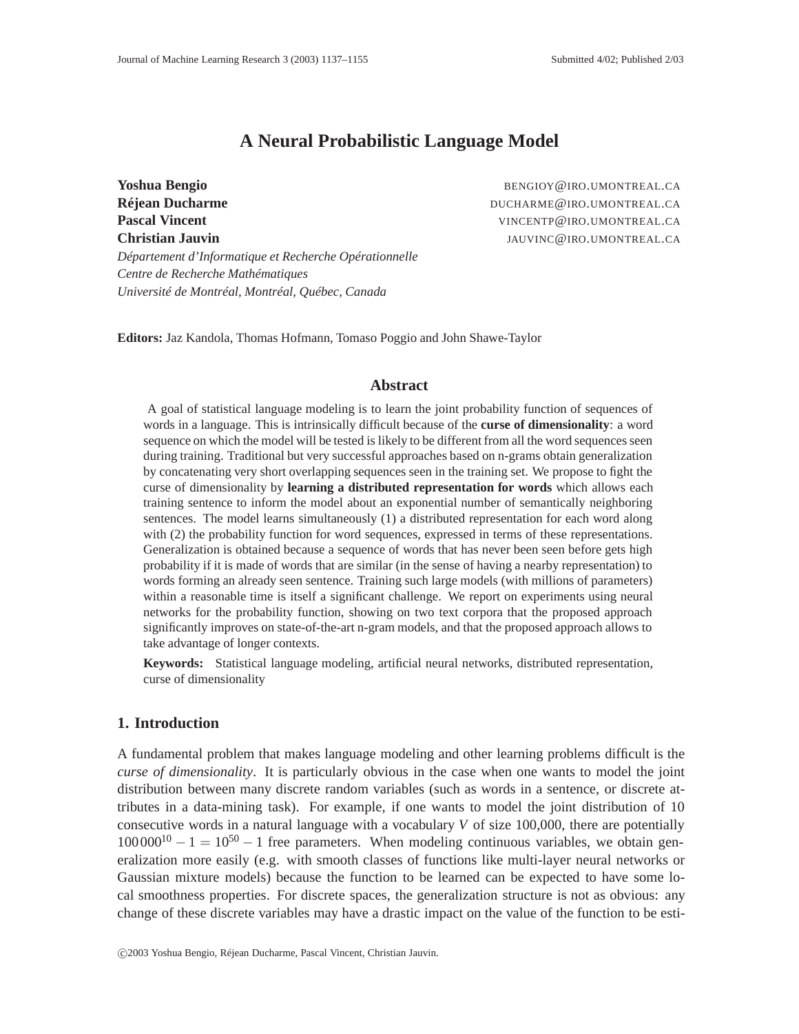# A Neural Probabilistic Language Model

**Yoshua Bengio** BENGIOY@IRO.UMONTREAL.CA
**Réjean Ducharme** DUCHARME@IRO.UMONTREAL.CA
**Pascal Vincent** VINCENTP@IRO.UMONTREAL.CA
**Christian Jauvin** JAUVINC@IRO.UMONTREAL.CA

*Département d'Informatique et Recherche Opérationnelle*
*Centre de Recherche Mathématiques*
*Université de Montréal, Montréal, Québec, Canada*

**Editors:** Jaz Kandola, Thomas Hofmann, Tomaso Poggio and John Shawe-Taylor

## Abstract

A goal of statistical language modeling is to learn the joint probability function of sequences of words in a language. This is intrinsically difficult because of the **curse of dimensionality**: a word sequence on which the model will be tested is likely to be different from all the word sequences seen during training. Traditional but very successful approaches based on n-grams obtain generalization by concatenating very short overlapping sequences seen in the training set. We propose to fight the curse of dimensionality by **learning a distributed representation for words** which allows each training sentence to inform the model about an exponential number of semantically neighboring sentences. The model learns simultaneously (1) a distributed representation for each word along with (2) the probability function for word sequences, expressed in terms of these representations. Generalization is obtained because a sequence of words that has never been seen before gets high probability if it is made of words that are similar (in the sense of having a nearby representation) to words forming an already seen sentence. Training such large models (with millions of parameters) within a reasonable time is itself a significant challenge. We report on experiments using neural networks for the probability function, showing on two text corpora that the proposed approach significantly improves on state-of-the-art n-gram models, and that the proposed approach allows to take advantage of longer contexts.

**Keywords:** Statistical language modeling, artificial neural networks, distributed representation, curse of dimensionality

## 1. Introduction

A fundamental problem that makes language modeling and other learning problems difficult is the *curse of dimensionality*. It is particularly obvious in the case when one wants to model the joint distribution between many discrete random variables (such as words in a sentence, or discrete attributes in a data-mining task). For example, if one wants to model the joint distribution of 10 consecutive words in a natural language with a vocabulary $V$ of size 100,000, there are potentially $100\,000^{10} - 1 = 10^{50} - 1$ free parameters. When modeling continuous variables, we obtain generalization more easily (e.g. with smooth classes of functions like multi-layer neural networks or Gaussian mixture models) because the function to be learned can be expected to have some local smoothness properties. For discrete spaces, the generalization structure is not as obvious: any change of these discrete variables may have a drastic impact on the value of the function to be esti-

©2003 Yoshua Bengio, Réjean Ducharme, Pascal Vincent, Christian Jauvin.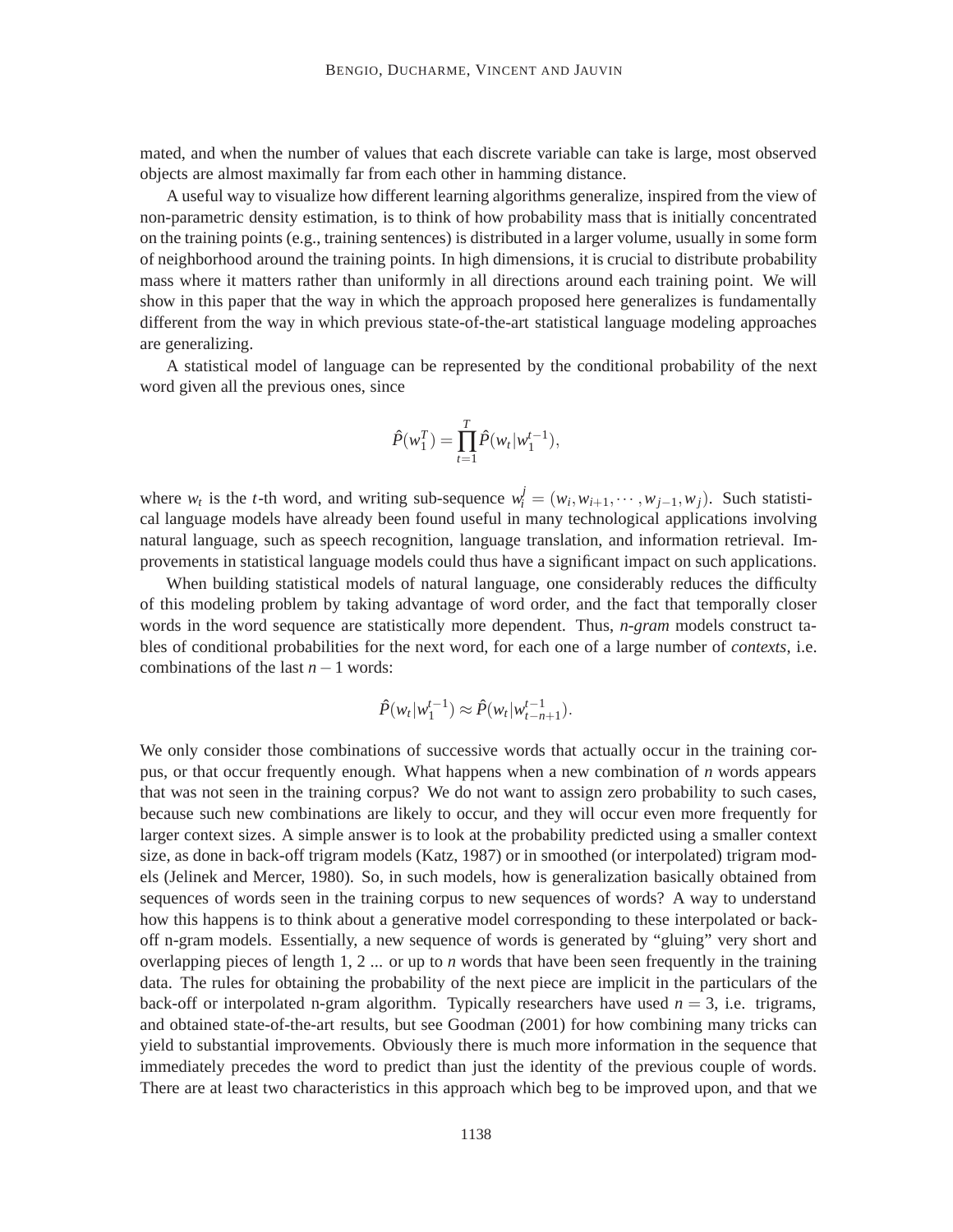mated, and when the number of values that each discrete variable can take is large, most observed objects are almost maximally far from each other in hamming distance.

A useful way to visualize how different learning algorithms generalize, inspired from the view of non-parametric density estimation, is to think of how probability mass that is initially concentrated on the training points (e.g., training sentences) is distributed in a larger volume, usually in some form of neighborhood around the training points. In high dimensions, it is crucial to distribute probability mass where it matters rather than uniformly in all directions around each training point. We will show in this paper that the way in which the approach proposed here generalizes is fundamentally different from the way in which previous state-of-the-art statistical language modeling approaches are generalizing.

A statistical model of language can be represented by the conditional probability of the next word given all the previous ones, since

$$\hat{P}(w_1^T) = \prod_{t=1}^{T} \hat{P}(w_t | w_1^{t-1}),$$

where $w_t$ is the $t$-th word, and writing sub-sequence $w_i^j = (w_i, w_{i+1}, \cdots, w_{j-1}, w_j)$. Such statistical language models have already been found useful in many technological applications involving natural language, such as speech recognition, language translation, and information retrieval. Improvements in statistical language models could thus have a significant impact on such applications.

When building statistical models of natural language, one considerably reduces the difficulty of this modeling problem by taking advantage of word order, and the fact that temporally closer words in the word sequence are statistically more dependent. Thus, *n-gram* models construct tables of conditional probabilities for the next word, for each one of a large number of *contexts*, i.e. combinations of the last $n-1$ words:

$$\hat{P}(w_t | w_1^{t-1}) \approx \hat{P}(w_t | w_{t-n+1}^{t-1}).$$

We only consider those combinations of successive words that actually occur in the training corpus, or that occur frequently enough. What happens when a new combination of $n$ words appears that was not seen in the training corpus? We do not want to assign zero probability to such cases, because such new combinations are likely to occur, and they will occur even more frequently for larger context sizes. A simple answer is to look at the probability predicted using a smaller context size, as done in back-off trigram models (Katz, 1987) or in smoothed (or interpolated) trigram models (Jelinek and Mercer, 1980). So, in such models, how is generalization basically obtained from sequences of words seen in the training corpus to new sequences of words? A way to understand how this happens is to think about a generative model corresponding to these interpolated or back-off n-gram models. Essentially, a new sequence of words is generated by "gluing" very short and overlapping pieces of length 1, 2 ... or up to $n$ words that have been seen frequently in the training data. The rules for obtaining the probability of the next piece are implicit in the particulars of the back-off or interpolated n-gram algorithm. Typically researchers have used $n = 3$, i.e. trigrams, and obtained state-of-the-art results, but see Goodman (2001) for how combining many tricks can yield to substantial improvements. Obviously there is much more information in the sequence that immediately precedes the word to predict than just the identity of the previous couple of words. There are at least two characteristics in this approach which beg to be improved upon, and that we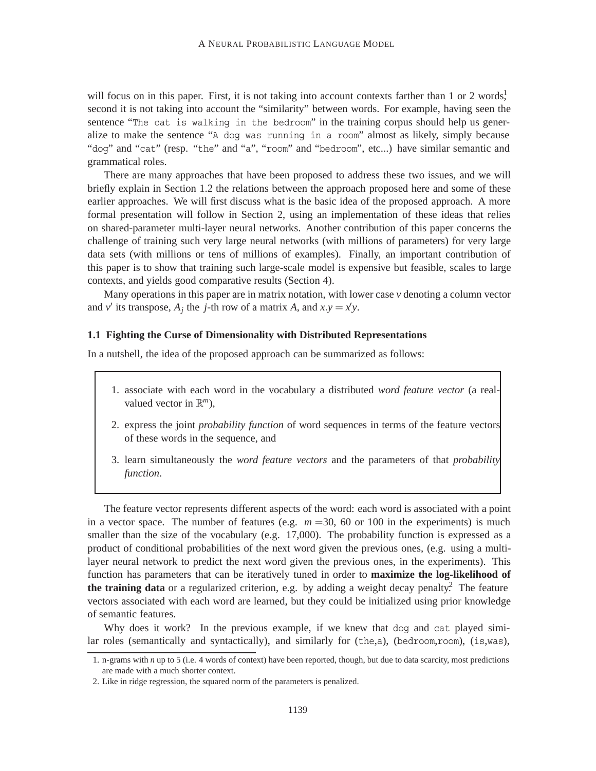will focus on in this paper. First, it is not taking into account contexts farther than 1 or 2 words,[1] second it is not taking into account the "similarity" between words. For example, having seen the sentence "`The cat is walking in the bedroom`" in the training corpus should help us generalize to make the sentence "`A dog was running in a room`" almost as likely, simply because "`dog`" and "`cat`" (resp. "`the`" and "`a`", "`room`" and "`bedroom`", etc...) have similar semantic and grammatical roles.

There are many approaches that have been proposed to address these two issues, and we will briefly explain in Section 1.2 the relations between the approach proposed here and some of these earlier approaches. We will first discuss what is the basic idea of the proposed approach. A more formal presentation will follow in Section 2, using an implementation of these ideas that relies on shared-parameter multi-layer neural networks. Another contribution of this paper concerns the challenge of training such very large neural networks (with millions of parameters) for very large data sets (with millions or tens of millions of examples). Finally, an important contribution of this paper is to show that training such large-scale model is expensive but feasible, scales to large contexts, and yields good comparative results (Section 4).

Many operations in this paper are in matrix notation, with lower case $v$ denoting a column vector and $v'$ its transpose, $A_j$ the $j$-th row of a matrix $A$, and $x.y = x'y$.

### 1.1 Fighting the Curse of Dimensionality with Distributed Representations

In a nutshell, the idea of the proposed approach can be summarized as follows:

1. associate with each word in the vocabulary a distributed *word feature vector* (a real-valued vector in $\mathbb{R}^m$),
2. express the joint *probability function* of word sequences in terms of the feature vectors of these words in the sequence, and
3. learn simultaneously the *word feature vectors* and the parameters of that *probability function*.

The feature vector represents different aspects of the word: each word is associated with a point in a vector space. The number of features (e.g. $m = 30$, 60 or 100 in the experiments) is much smaller than the size of the vocabulary (e.g. 17,000). The probability function is expressed as a product of conditional probabilities of the next word given the previous ones, (e.g. using a multi-layer neural network to predict the next word given the previous ones, in the experiments). This function has parameters that can be iteratively tuned in order to **maximize the log-likelihood of the training data** or a regularized criterion, e.g. by adding a weight decay penalty.[2] The feature vectors associated with each word are learned, but they could be initialized using prior knowledge of semantic features.

Why does it work? In the previous example, if we knew that `dog` and `cat` played similar roles (semantically and syntactically), and similarly for (`the`,`a`), (`bedroom`,`room`), (`is`,`was`),

1. n-grams with $n$ up to 5 (i.e. 4 words of context) have been reported, though, but due to data scarcity, most predictions are made with a much shorter context.
2. Like in ridge regression, the squared norm of the parameters is penalized.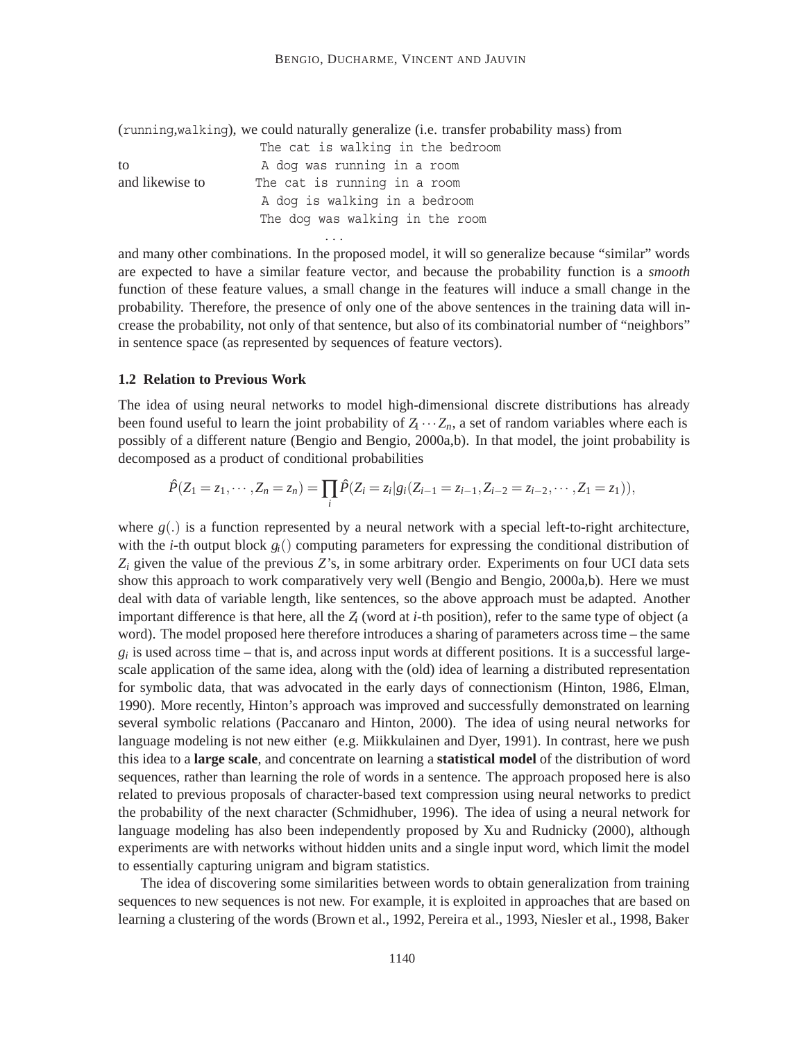(`running`,`walking`), we could naturally generalize (i.e. transfer probability mass) from

```
                 The cat is walking in the bedroom
to               A dog was running in a room
and likewise to  The cat is running in a room
                 A dog is walking in a bedroom
                 The dog was walking in the room
                             ...
```

and many other combinations. In the proposed model, it will so generalize because "similar" words are expected to have a similar feature vector, and because the probability function is a *smooth* function of these feature values, a small change in the features will induce a small change in the probability. Therefore, the presence of only one of the above sentences in the training data will increase the probability, not only of that sentence, but also of its combinatorial number of "neighbors" in sentence space (as represented by sequences of feature vectors).

### 1.2 Relation to Previous Work

The idea of using neural networks to model high-dimensional discrete distributions has already been found useful to learn the joint probability of $Z_1 \cdots Z_n$, a set of random variables where each is possibly of a different nature (Bengio and Bengio, 2000a,b). In that model, the joint probability is decomposed as a product of conditional probabilities

$$\hat{P}(Z_1 = z_1, \cdots, Z_n = z_n) = \prod_i \hat{P}(Z_i = z_i | g_i(Z_{i-1} = z_{i-1}, Z_{i-2} = z_{i-2}, \cdots, Z_1 = z_1)),$$

where $g(.)$ is a function represented by a neural network with a special left-to-right architecture, with the $i$-th output block $g_i()$ computing parameters for expressing the conditional distribution of $Z_i$ given the value of the previous $Z$'s, in some arbitrary order. Experiments on four UCI data sets show this approach to work comparatively very well (Bengio and Bengio, 2000a,b). Here we must deal with data of variable length, like sentences, so the above approach must be adapted. Another important difference is that here, all the $Z_i$ (word at $i$-th position), refer to the same type of object (a word). The model proposed here therefore introduces a sharing of parameters across time – the same $g_i$ is used across time – that is, and across input words at different positions. It is a successful large-scale application of the same idea, along with the (old) idea of learning a distributed representation for symbolic data, that was advocated in the early days of connectionism (Hinton, 1986, Elman, 1990). More recently, Hinton's approach was improved and successfully demonstrated on learning several symbolic relations (Paccanaro and Hinton, 2000). The idea of using neural networks for language modeling is not new either (e.g. Miikkulainen and Dyer, 1991). In contrast, here we push this idea to a **large scale**, and concentrate on learning a **statistical model** of the distribution of word sequences, rather than learning the role of words in a sentence. The approach proposed here is also related to previous proposals of character-based text compression using neural networks to predict the probability of the next character (Schmidhuber, 1996). The idea of using a neural network for language modeling has also been independently proposed by Xu and Rudnicky (2000), although experiments are with networks without hidden units and a single input word, which limit the model to essentially capturing unigram and bigram statistics.

The idea of discovering some similarities between words to obtain generalization from training sequences to new sequences is not new. For example, it is exploited in approaches that are based on learning a clustering of the words (Brown et al., 1992, Pereira et al., 1993, Niesler et al., 1998, Baker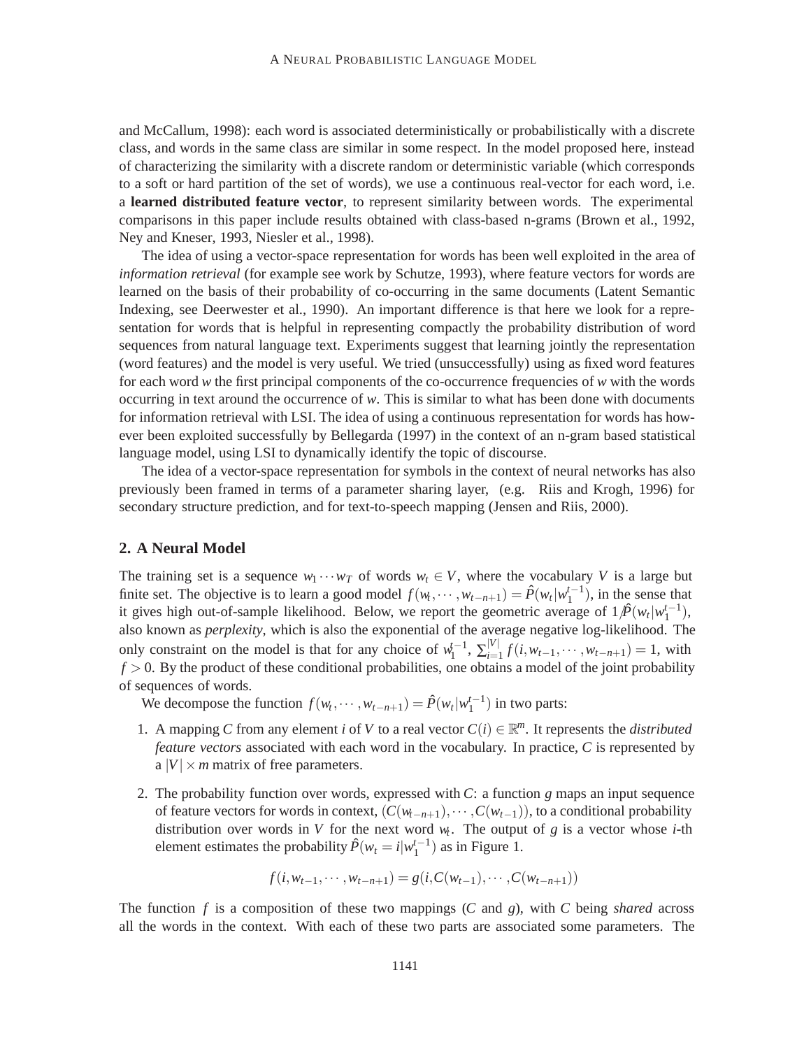and McCallum, 1998): each word is associated deterministically or probabilistically with a discrete class, and words in the same class are similar in some respect. In the model proposed here, instead of characterizing the similarity with a discrete random or deterministic variable (which corresponds to a soft or hard partition of the set of words), we use a continuous real-vector for each word, i.e. a **learned distributed feature vector**, to represent similarity between words. The experimental comparisons in this paper include results obtained with class-based n-grams (Brown et al., 1992, Ney and Kneser, 1993, Niesler et al., 1998).

The idea of using a vector-space representation for words has been well exploited in the area of *information retrieval* (for example see work by Schutze, 1993), where feature vectors for words are learned on the basis of their probability of co-occurring in the same documents (Latent Semantic Indexing, see Deerwester et al., 1990). An important difference is that here we look for a representation for words that is helpful in representing compactly the probability distribution of word sequences from natural language text. Experiments suggest that learning jointly the representation (word features) and the model is very useful. We tried (unsuccessfully) using as fixed word features for each word $w$ the first principal components of the co-occurrence frequencies of $w$ with the words occurring in text around the occurrence of $w$. This is similar to what has been done with documents for information retrieval with LSI. The idea of using a continuous representation for words has however been exploited successfully by Bellegarda (1997) in the context of an n-gram based statistical language model, using LSI to dynamically identify the topic of discourse.

The idea of a vector-space representation for symbols in the context of neural networks has also previously been framed in terms of a parameter sharing layer, (e.g. Riis and Krogh, 1996) for secondary structure prediction, and for text-to-speech mapping (Jensen and Riis, 2000).

## 2. A Neural Model

The training set is a sequence $w_1 \cdots w_T$ of words $w_t \in V$, where the vocabulary $V$ is a large but finite set. The objective is to learn a good model $f(w_t, \cdots, w_{t-n+1}) = \hat{P}(w_t|w_1^{t-1})$, in the sense that it gives high out-of-sample likelihood. Below, we report the geometric average of $1/\hat{P}(w_t|w_1^{t-1})$, also known as *perplexity*, which is also the exponential of the average negative log-likelihood. The only constraint on the model is that for any choice of $w_1^{t-1}$, $\sum_{i=1}^{|V|} f(i, w_{t-1}, \cdots, w_{t-n+1}) = 1$, with $f > 0$. By the product of these conditional probabilities, one obtains a model of the joint probability of sequences of words.

We decompose the function $f(w_t, \cdots, w_{t-n+1}) = \hat{P}(w_t|w_1^{t-1})$ in two parts:

1. A mapping $C$ from any element $i$ of $V$ to a real vector $C(i) \in \mathbb{R}^m$. It represents the *distributed feature vectors* associated with each word in the vocabulary. In practice, $C$ is represented by a $|V| \times m$ matrix of free parameters.

2. The probability function over words, expressed with $C$: a function $g$ maps an input sequence of feature vectors for words in context, $(C(w_{t-n+1}), \cdots, C(w_{t-1}))$, to a conditional probability distribution over words in $V$ for the next word $w_t$. The output of $g$ is a vector whose $i$-th element estimates the probability $\hat{P}(w_t = i|w_1^{t-1})$ as in Figure 1.

$$f(i, w_{t-1}, \cdots, w_{t-n+1}) = g(i, C(w_{t-1}), \cdots, C(w_{t-n+1}))$$

The function $f$ is a composition of these two mappings ($C$ and $g$), with $C$ being *shared* across all the words in the context. With each of these two parts are associated some parameters. The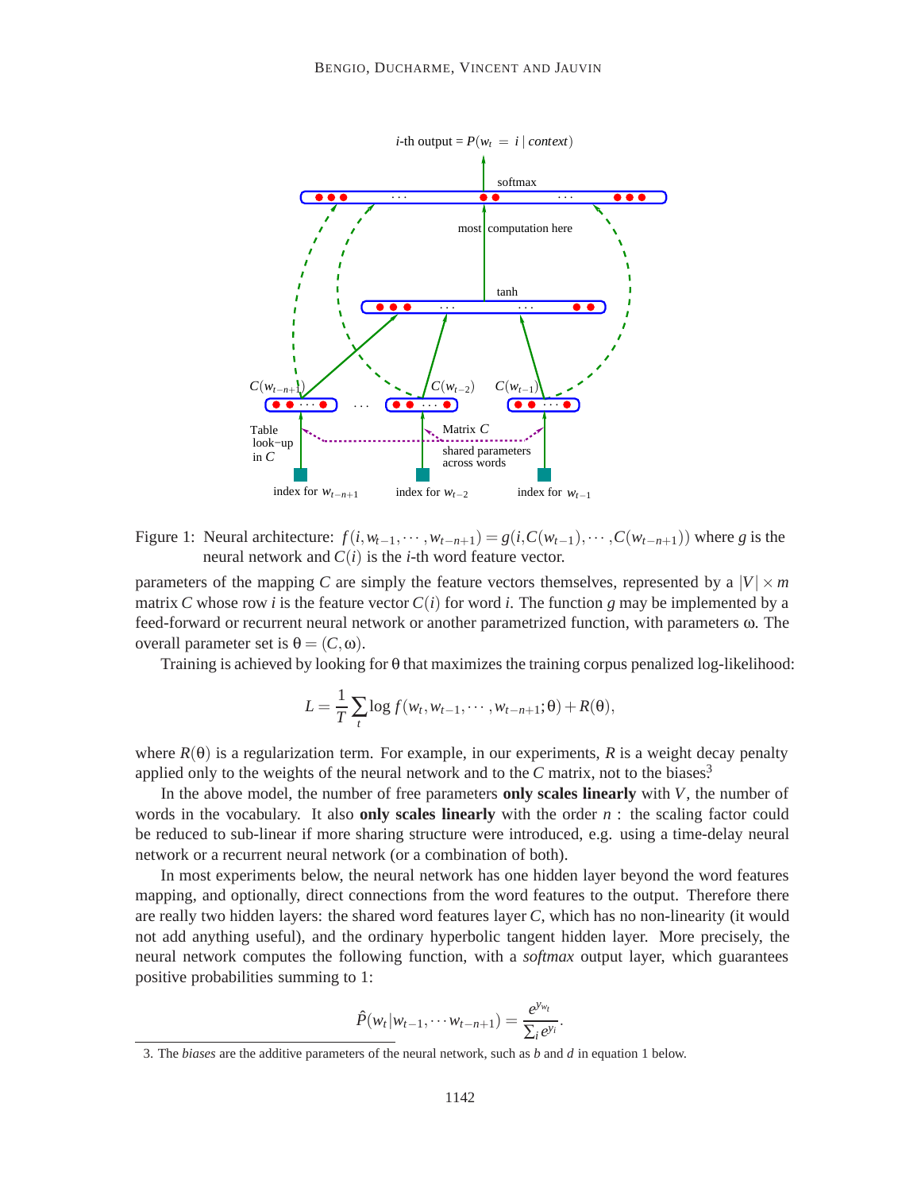Figure 1: Neural architecture: $f(i, w_{t-1}, \cdots, w_{t-n+1}) = g(i, C(w_{t-1}), \cdots, C(w_{t-n+1}))$ where $g$ is the neural network and $C(i)$ is the $i$-th word feature vector.

parameters of the mapping $C$ are simply the feature vectors themselves, represented by a $|V| \times m$ matrix $C$ whose row $i$ is the feature vector $C(i)$ for word $i$. The function $g$ may be implemented by a feed-forward or recurrent neural network or another parametrized function, with parameters $\omega$. The overall parameter set is $\theta = (C, \omega)$.

Training is achieved by looking for $\theta$ that maximizes the training corpus penalized log-likelihood:

$$L = \frac{1}{T} \sum_t \log f(w_t, w_{t-1}, \cdots, w_{t-n+1}; \theta) + R(\theta),$$

where $R(\theta)$ is a regularization term. For example, in our experiments, $R$ is a weight decay penalty applied only to the weights of the neural network and to the $C$ matrix, not to the biases[3]

In the above model, the number of free parameters **only scales linearly** with $V$, the number of words in the vocabulary. It also **only scales linearly** with the order $n$ : the scaling factor could be reduced to sub-linear if more sharing structure were introduced, e.g. using a time-delay neural network or a recurrent neural network (or a combination of both).

In most experiments below, the neural network has one hidden layer beyond the word features mapping, and optionally, direct connections from the word features to the output. Therefore there are really two hidden layers: the shared word features layer $C$, which has no non-linearity (it would not add anything useful), and the ordinary hyperbolic tangent hidden layer. More precisely, the neural network computes the following function, with a *softmax* output layer, which guarantees positive probabilities summing to 1:

$$\hat{P}(w_t | w_{t-1}, \cdots w_{t-n+1}) = \frac{e^{y_{w_t}}}{\sum_i e^{y_i}}.$$

3. The *biases* are the additive parameters of the neural network, such as $b$ and $d$ in equation 1 below.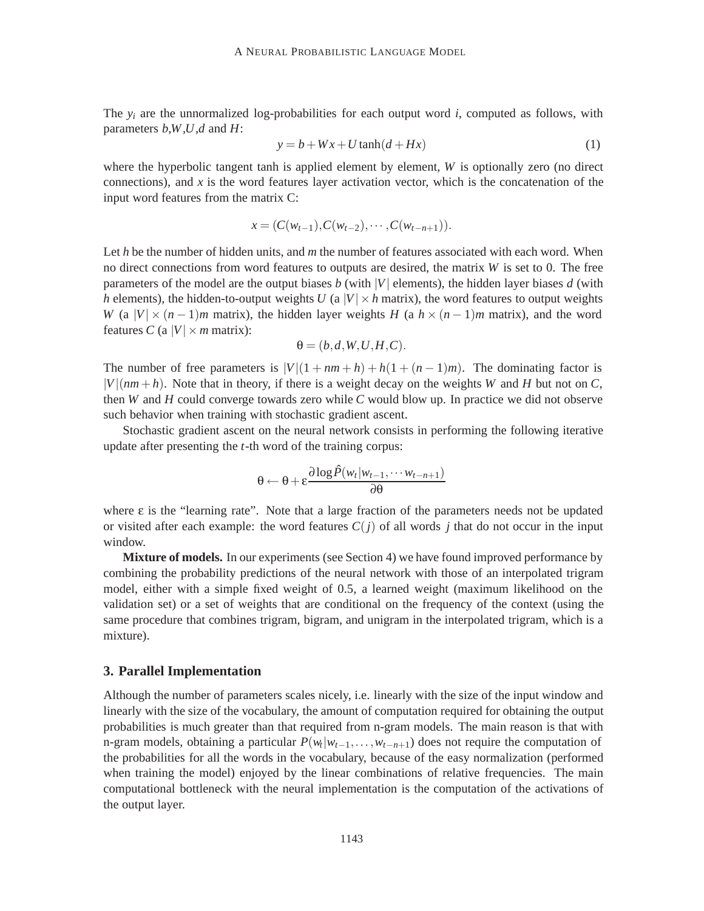The $y_i$ are the unnormalized log-probabilities for each output word $i$, computed as follows, with parameters $b$,$W$,$U$,$d$ and $H$:

$$y = b + Wx + U \tanh(d + Hx) \tag{1}$$

where the hyperbolic tangent tanh is applied element by element, $W$ is optionally zero (no direct connections), and $x$ is the word features layer activation vector, which is the concatenation of the input word features from the matrix C:

$$x = (C(w_{t-1}), C(w_{t-2}), \cdots, C(w_{t-n+1})).$$

Let $h$ be the number of hidden units, and $m$ the number of features associated with each word. When no direct connections from word features to outputs are desired, the matrix $W$ is set to 0. The free parameters of the model are the output biases $b$ (with $|V|$ elements), the hidden layer biases $d$ (with $h$ elements), the hidden-to-output weights $U$ (a $|V| \times h$ matrix), the word features to output weights $W$ (a $|V| \times (n-1)m$ matrix), the hidden layer weights $H$ (a $h \times (n-1)m$ matrix), and the word features $C$ (a $|V| \times m$ matrix):

$$\theta = (b, d, W, U, H, C).$$

The number of free parameters is $|V|(1 + nm + h) + h(1 + (n-1)m)$. The dominating factor is $|V|(nm + h)$. Note that in theory, if there is a weight decay on the weights $W$ and $H$ but not on $C$, then $W$ and $H$ could converge towards zero while $C$ would blow up. In practice we did not observe such behavior when training with stochastic gradient ascent.

Stochastic gradient ascent on the neural network consists in performing the following iterative update after presenting the $t$-th word of the training corpus:

$$\theta \leftarrow \theta + \varepsilon \frac{\partial \log \hat{P}(w_t | w_{t-1}, \cdots w_{t-n+1})}{\partial \theta}$$

where $\varepsilon$ is the "learning rate". Note that a large fraction of the parameters needs not be updated or visited after each example: the word features $C(j)$ of all words $j$ that do not occur in the input window.

**Mixture of models.** In our experiments (see Section 4) we have found improved performance by combining the probability predictions of the neural network with those of an interpolated trigram model, either with a simple fixed weight of 0.5, a learned weight (maximum likelihood on the validation set) or a set of weights that are conditional on the frequency of the context (using the same procedure that combines trigram, bigram, and unigram in the interpolated trigram, which is a mixture).

## 3. Parallel Implementation

Although the number of parameters scales nicely, i.e. linearly with the size of the input window and linearly with the size of the vocabulary, the amount of computation required for obtaining the output probabilities is much greater than that required from n-gram models. The main reason is that with n-gram models, obtaining a particular $P(w_t|w_{t-1}, \ldots, w_{t-n+1})$ does not require the computation of the probabilities for all the words in the vocabulary, because of the easy normalization (performed when training the model) enjoyed by the linear combinations of relative frequencies. The main computational bottleneck with the neural implementation is the computation of the activations of the output layer.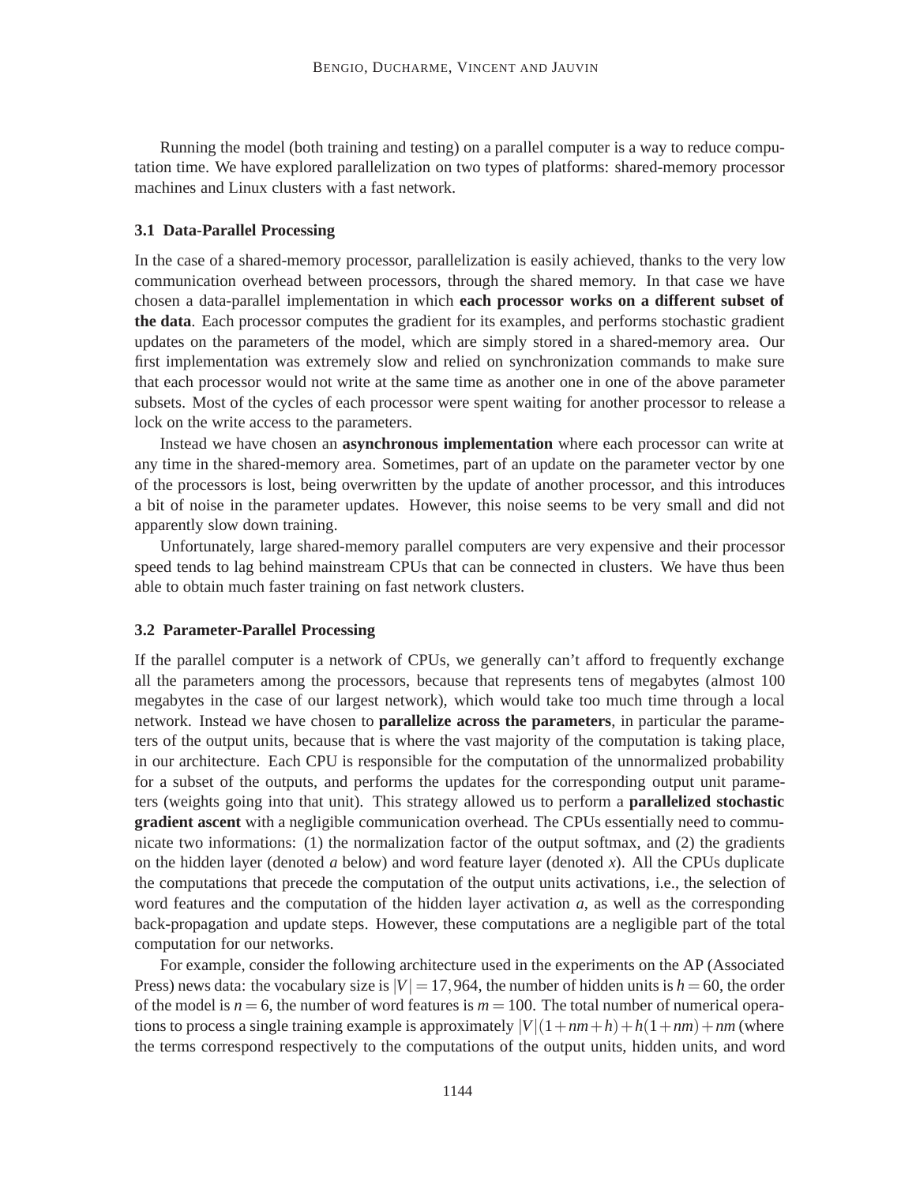Running the model (both training and testing) on a parallel computer is a way to reduce computation time. We have explored parallelization on two types of platforms: shared-memory processor machines and Linux clusters with a fast network.

### 3.1 Data-Parallel Processing

In the case of a shared-memory processor, parallelization is easily achieved, thanks to the very low communication overhead between processors, through the shared memory. In that case we have chosen a data-parallel implementation in which **each processor works on a different subset of the data**. Each processor computes the gradient for its examples, and performs stochastic gradient updates on the parameters of the model, which are simply stored in a shared-memory area. Our first implementation was extremely slow and relied on synchronization commands to make sure that each processor would not write at the same time as another one in one of the above parameter subsets. Most of the cycles of each processor were spent waiting for another processor to release a lock on the write access to the parameters.

Instead we have chosen an **asynchronous implementation** where each processor can write at any time in the shared-memory area. Sometimes, part of an update on the parameter vector by one of the processors is lost, being overwritten by the update of another processor, and this introduces a bit of noise in the parameter updates. However, this noise seems to be very small and did not apparently slow down training.

Unfortunately, large shared-memory parallel computers are very expensive and their processor speed tends to lag behind mainstream CPUs that can be connected in clusters. We have thus been able to obtain much faster training on fast network clusters.

### 3.2 Parameter-Parallel Processing

If the parallel computer is a network of CPUs, we generally can't afford to frequently exchange all the parameters among the processors, because that represents tens of megabytes (almost 100 megabytes in the case of our largest network), which would take too much time through a local network. Instead we have chosen to **parallelize across the parameters**, in particular the parameters of the output units, because that is where the vast majority of the computation is taking place, in our architecture. Each CPU is responsible for the computation of the unnormalized probability for a subset of the outputs, and performs the updates for the corresponding output unit parameters (weights going into that unit). This strategy allowed us to perform a **parallelized stochastic gradient ascent** with a negligible communication overhead. The CPUs essentially need to communicate two informations: (1) the normalization factor of the output softmax, and (2) the gradients on the hidden layer (denoted $a$ below) and word feature layer (denoted $x$). All the CPUs duplicate the computations that precede the computation of the output units activations, i.e., the selection of word features and the computation of the hidden layer activation $a$, as well as the corresponding back-propagation and update steps. However, these computations are a negligible part of the total computation for our networks.

For example, consider the following architecture used in the experiments on the AP (Associated Press) news data: the vocabulary size is $|V| = 17,964$, the number of hidden units is $h = 60$, the order of the model is $n = 6$, the number of word features is $m = 100$. The total number of numerical operations to process a single training example is approximately $|V|(1+nm+h)+h(1+nm)+nm$ (where the terms correspond respectively to the computations of the output units, hidden units, and word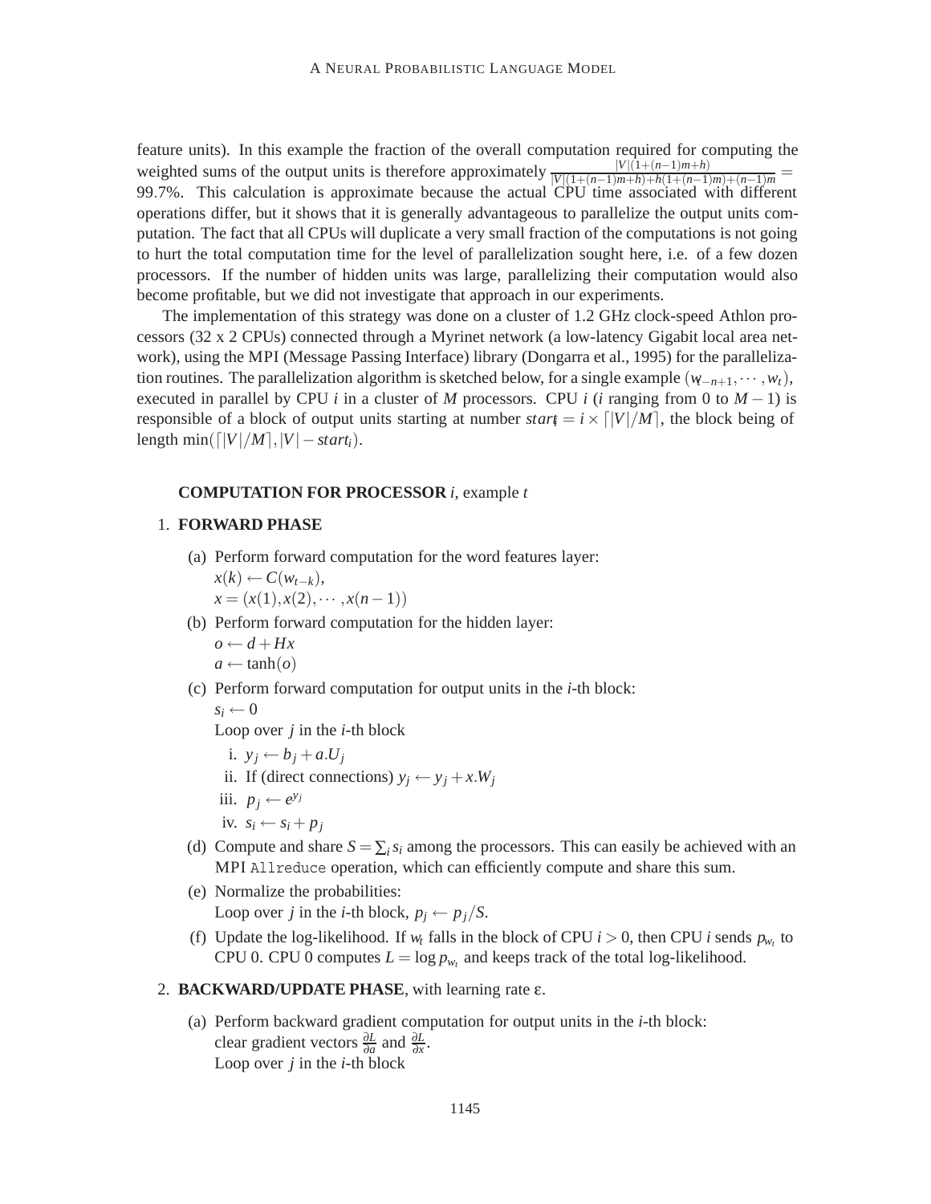feature units). In this example the fraction of the overall computation required for computing the weighted sums of the output units is therefore approximately $\frac{|V|(1+(n-1)m+h)}{|V|(1+(n-1)m+h)+h(1+(n-1)m)+(n-1)m} =$ 99.7%. This calculation is approximate because the actual CPU time associated with different operations differ, but it shows that it is generally advantageous to parallelize the output units computation. The fact that all CPUs will duplicate a very small fraction of the computations is not going to hurt the total computation time for the level of parallelization sought here, i.e. of a few dozen processors. If the number of hidden units was large, parallelizing their computation would also become profitable, but we did not investigate that approach in our experiments.

The implementation of this strategy was done on a cluster of 1.2 GHz clock-speed Athlon processors (32 x 2 CPUs) connected through a Myrinet network (a low-latency Gigabit local area network), using the MPI (Message Passing Interface) library (Dongarra et al., 1995) for the parallelization routines. The parallelization algorithm is sketched below, for a single example $(w_{t-n+1},\cdots,w_t)$, executed in parallel by CPU $i$ in a cluster of $M$ processors. CPU $i$ ($i$ ranging from 0 to $M-1$) is responsible of a block of output units starting at number $start_i = i \times \lceil |V|/M \rceil$, the block being of length $\min(\lceil |V|/M \rceil, |V| - start_i)$.

**COMPUTATION FOR PROCESSOR** $i$, example $t$

1. **FORWARD PHASE**
   (a) Perform forward computation for the word features layer:
   $x(k) \leftarrow C(w_{t-k})$,
   $x = (x(1), x(2), \cdots, x(n-1))$
   (b) Perform forward computation for the hidden layer:
   $o \leftarrow d + Hx$
   $a \leftarrow \tanh(o)$
   (c) Perform forward computation for output units in the $i$-th block:
   $s_i \leftarrow 0$
   Loop over $j$ in the $i$-th block
      i. $y_j \leftarrow b_j + a.U_j$
      ii. If (direct connections) $y_j \leftarrow y_j + x.W_j$
      iii. $p_j \leftarrow e^{y_j}$
      iv. $s_i \leftarrow s_i + p_j$
   (d) Compute and share $S = \sum_i s_i$ among the processors. This can easily be achieved with an MPI `Allreduce` operation, which can efficiently compute and share this sum.
   (e) Normalize the probabilities:
   Loop over $j$ in the $i$-th block, $p_j \leftarrow p_j/S$.
   (f) Update the log-likelihood. If $w_t$ falls in the block of CPU $i > 0$, then CPU $i$ sends $p_{w_t}$ to CPU 0. CPU 0 computes $L = \log p_{w_t}$ and keeps track of the total log-likelihood.

2. **BACKWARD/UPDATE PHASE**, with learning rate $\varepsilon$.
   (a) Perform backward gradient computation for output units in the $i$-th block:
   clear gradient vectors $\frac{\partial L}{\partial a}$ and $\frac{\partial L}{\partial x}$.
   Loop over $j$ in the $i$-th block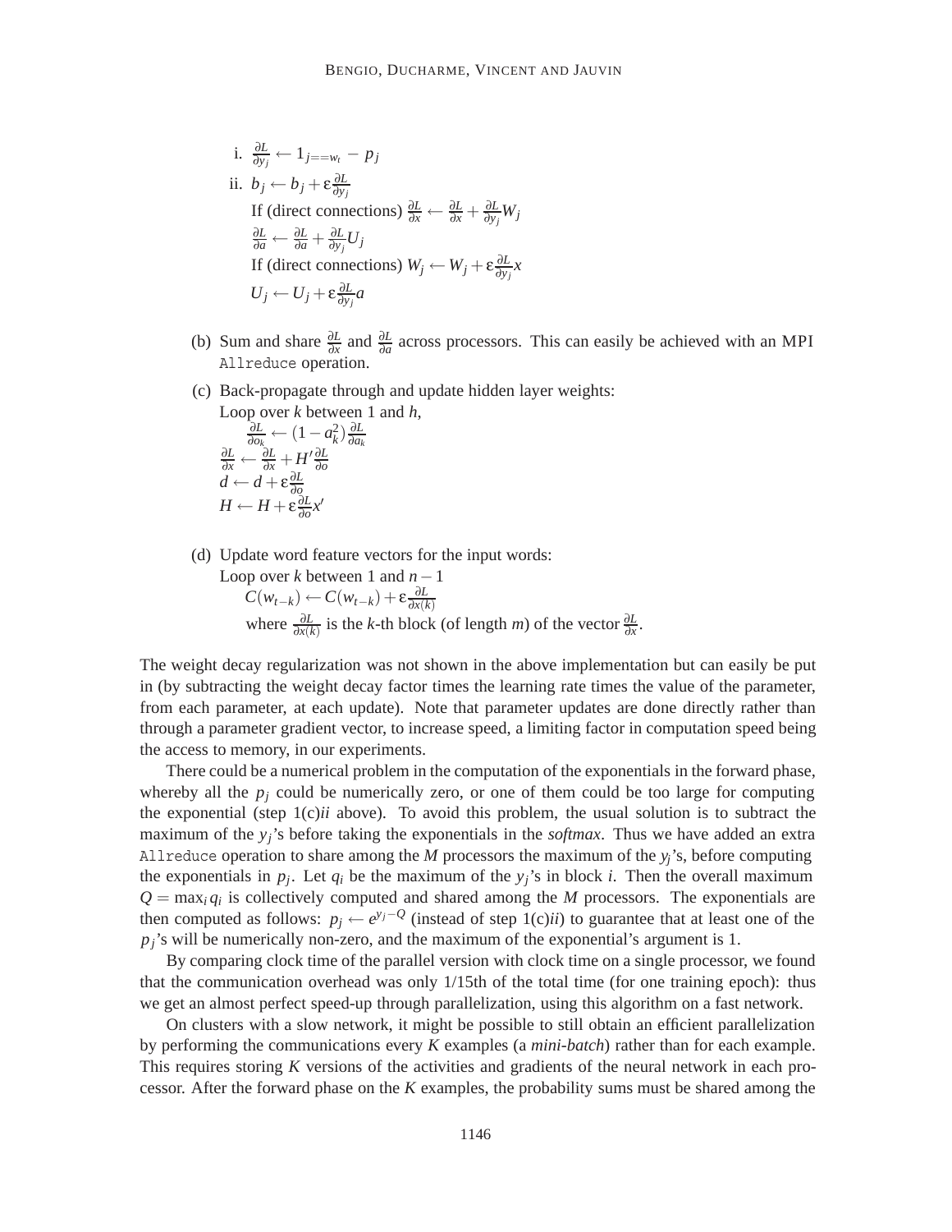i. $\frac{\partial L}{\partial y_j} \leftarrow 1_{j==w_t} - p_j$

ii. $b_j \leftarrow b_j + \varepsilon \frac{\partial L}{\partial y_j}$

If (direct connections) $\frac{\partial L}{\partial x} \leftarrow \frac{\partial L}{\partial x} + \frac{\partial L}{\partial y_j} W_j$

$\frac{\partial L}{\partial a} \leftarrow \frac{\partial L}{\partial a} + \frac{\partial L}{\partial y_j} U_j$

If (direct connections) $W_j \leftarrow W_j + \varepsilon \frac{\partial L}{\partial y_j} x$

$U_j \leftarrow U_j + \varepsilon \frac{\partial L}{\partial y_j} a$

(b) Sum and share $\frac{\partial L}{\partial x}$ and $\frac{\partial L}{\partial a}$ across processors. This can easily be achieved with an MPI `Allreduce` operation.

(c) Back-propagate through and update hidden layer weights:
Loop over $k$ between 1 and $h$,

$\frac{\partial L}{\partial o_k} \leftarrow (1 - a_k^2) \frac{\partial L}{\partial a_k}$

$\frac{\partial L}{\partial x} \leftarrow \frac{\partial L}{\partial x} + H' \frac{\partial L}{\partial o}$

$d \leftarrow d + \varepsilon \frac{\partial L}{\partial o}$

$H \leftarrow H + \varepsilon \frac{\partial L}{\partial o} x'$

(d) Update word feature vectors for the input words:
Loop over $k$ between 1 and $n-1$

$C(w_{t-k}) \leftarrow C(w_{t-k}) + \varepsilon \frac{\partial L}{\partial x(k)}$

where $\frac{\partial L}{\partial x(k)}$ is the $k$-th block (of length $m$) of the vector $\frac{\partial L}{\partial x}$.

The weight decay regularization was not shown in the above implementation but can easily be put in (by subtracting the weight decay factor times the learning rate times the value of the parameter, from each parameter, at each update). Note that parameter updates are done directly rather than through a parameter gradient vector, to increase speed, a limiting factor in computation speed being the access to memory, in our experiments.

There could be a numerical problem in the computation of the exponentials in the forward phase, whereby all the $p_j$ could be numerically zero, or one of them could be too large for computing the exponential (step 1(c)*ii* above). To avoid this problem, the usual solution is to subtract the maximum of the $y_j$'s before taking the exponentials in the *softmax*. Thus we have added an extra `Allreduce` operation to share among the $M$ processors the maximum of the $y_j$'s, before computing the exponentials in $p_j$. Let $q_i$ be the maximum of the $y_j$'s in block $i$. Then the overall maximum $Q = \max_i q_i$ is collectively computed and shared among the $M$ processors. The exponentials are then computed as follows: $p_j \leftarrow e^{y_j - Q}$ (instead of step 1(c)*ii*) to guarantee that at least one of the $p_j$'s will be numerically non-zero, and the maximum of the exponential's argument is 1.

By comparing clock time of the parallel version with clock time on a single processor, we found that the communication overhead was only 1/15th of the total time (for one training epoch): thus we get an almost perfect speed-up through parallelization, using this algorithm on a fast network.

On clusters with a slow network, it might be possible to still obtain an efficient parallelization by performing the communications every $K$ examples (a *mini-batch*) rather than for each example. This requires storing $K$ versions of the activities and gradients of the neural network in each processor. After the forward phase on the $K$ examples, the probability sums must be shared among the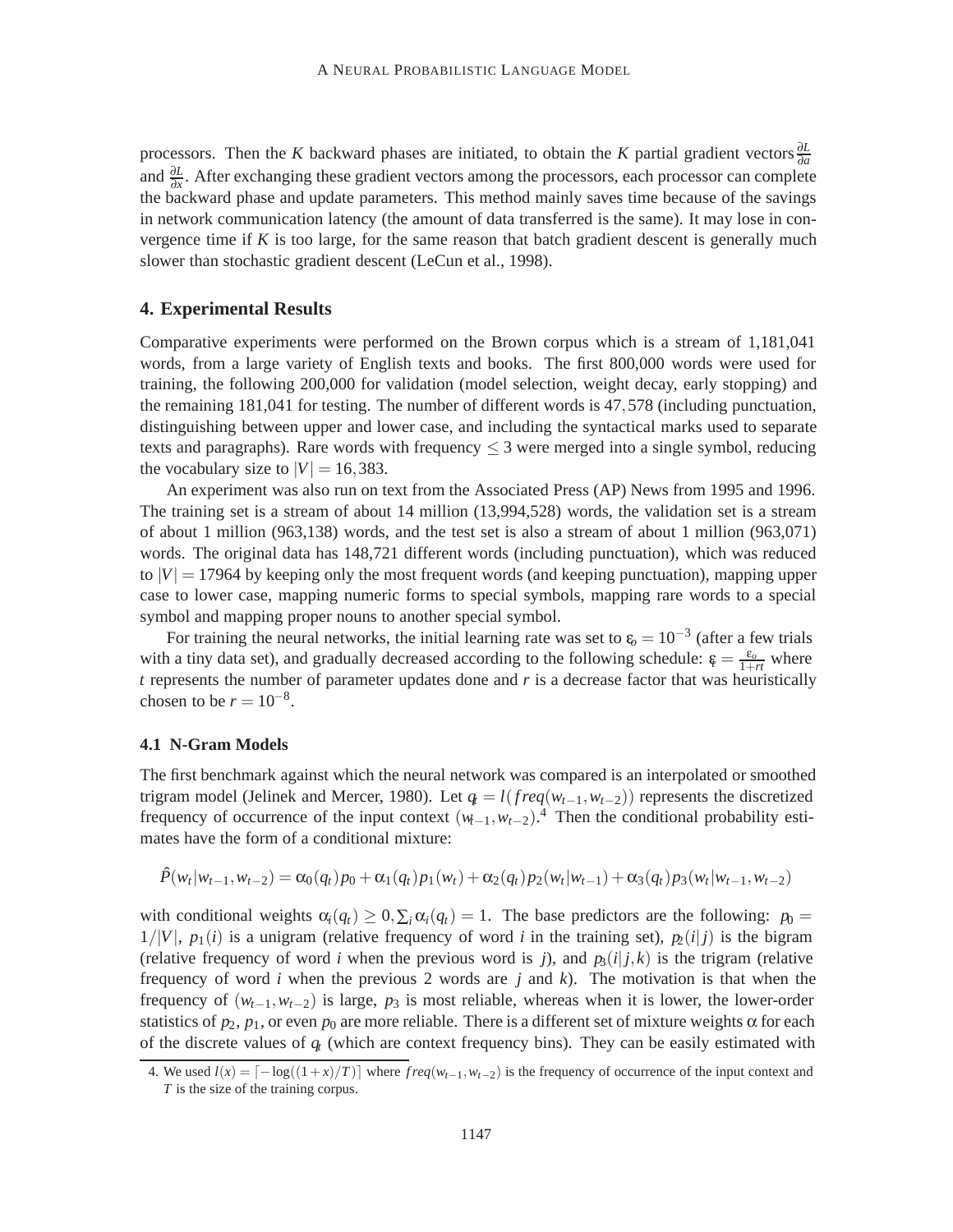processors. Then the $K$ backward phases are initiated, to obtain the $K$ partial gradient vectors $\frac{\partial L}{\partial a}$ and $\frac{\partial L}{\partial x}$. After exchanging these gradient vectors among the processors, each processor can complete the backward phase and update parameters. This method mainly saves time because of the savings in network communication latency (the amount of data transferred is the same). It may lose in convergence time if $K$ is too large, for the same reason that batch gradient descent is generally much slower than stochastic gradient descent (LeCun et al., 1998).

## 4. Experimental Results

Comparative experiments were performed on the Brown corpus which is a stream of 1,181,041 words, from a large variety of English texts and books. The first 800,000 words were used for training, the following 200,000 for validation (model selection, weight decay, early stopping) and the remaining 181,041 for testing. The number of different words is $47,578$ (including punctuation, distinguishing between upper and lower case, and including the syntactical marks used to separate texts and paragraphs). Rare words with frequency $\leq 3$ were merged into a single symbol, reducing the vocabulary size to $|V| = 16,383$.

An experiment was also run on text from the Associated Press (AP) News from 1995 and 1996. The training set is a stream of about 14 million (13,994,528) words, the validation set is a stream of about 1 million (963,138) words, and the test set is also a stream of about 1 million (963,071) words. The original data has 148,721 different words (including punctuation), which was reduced to $|V| = 17964$ by keeping only the most frequent words (and keeping punctuation), mapping upper case to lower case, mapping numeric forms to special symbols, mapping rare words to a special symbol and mapping proper nouns to another special symbol.

For training the neural networks, the initial learning rate was set to $\varepsilon_o = 10^{-3}$ (after a few trials with a tiny data set), and gradually decreased according to the following schedule: $\varepsilon_t = \frac{\varepsilon_o}{1+rt}$ where $t$ represents the number of parameter updates done and $r$ is a decrease factor that was heuristically chosen to be $r = 10^{-8}$.

### 4.1 N-Gram Models

The first benchmark against which the neural network was compared is an interpolated or smoothed trigram model (Jelinek and Mercer, 1980). Let $q_t = l(freq(w_{t-1}, w_{t-2}))$ represents the discretized frequency of occurrence of the input context $(w_{t-1}, w_{t-2})$.[4] Then the conditional probability estimates have the form of a conditional mixture:

$$\hat{P}(w_t|w_{t-1}, w_{t-2}) = \alpha_0(q_t)p_0 + \alpha_1(q_t)p_1(w_t) + \alpha_2(q_t)p_2(w_t|w_{t-1}) + \alpha_3(q_t)p_3(w_t|w_{t-1}, w_{t-2})$$

with conditional weights $\alpha_i(q_t) \geq 0, \sum_i \alpha_i(q_t) = 1$. The base predictors are the following: $p_0 = 1/|V|$, $p_1(i)$ is a unigram (relative frequency of word $i$ in the training set), $p_2(i|j)$ is the bigram (relative frequency of word $i$ when the previous word is $j$), and $p_3(i|j,k)$ is the trigram (relative frequency of word $i$ when the previous 2 words are $j$ and $k$). The motivation is that when the frequency of $(w_{t-1}, w_{t-2})$ is large, $p_3$ is most reliable, whereas when it is lower, the lower-order statistics of $p_2$, $p_1$, or even $p_0$ are more reliable. There is a different set of mixture weights $\alpha$ for each of the discrete values of $q_t$ (which are context frequency bins). They can be easily estimated with

4. We used $l(x) = \lceil -\log((1+x)/T) \rceil$ where $freq(w_{t-1}, w_{t-2})$ is the frequency of occurrence of the input context and $T$ is the size of the training corpus.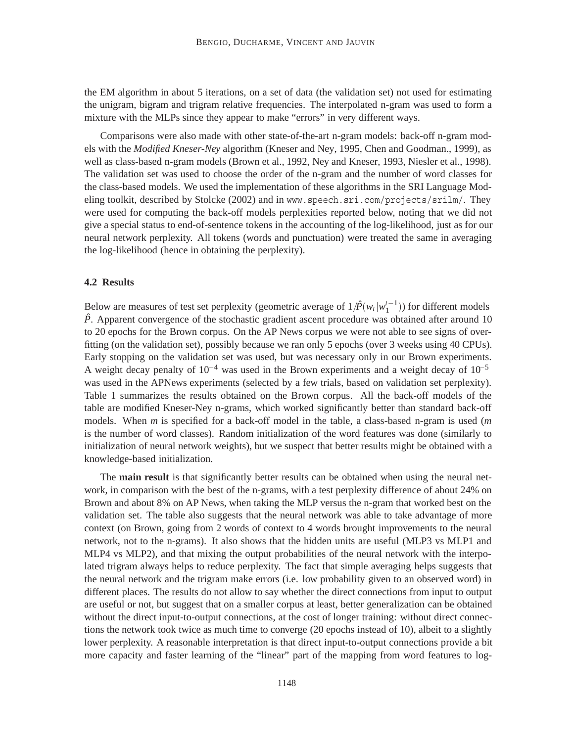the EM algorithm in about 5 iterations, on a set of data (the validation set) not used for estimating the unigram, bigram and trigram relative frequencies. The interpolated n-gram was used to form a mixture with the MLPs since they appear to make "errors" in very different ways.

Comparisons were also made with other state-of-the-art n-gram models: back-off n-gram models with the *Modified Kneser-Ney* algorithm (Kneser and Ney, 1995, Chen and Goodman., 1999), as well as class-based n-gram models (Brown et al., 1992, Ney and Kneser, 1993, Niesler et al., 1998). The validation set was used to choose the order of the n-gram and the number of word classes for the class-based models. We used the implementation of these algorithms in the SRI Language Modeling toolkit, described by Stolcke (2002) and in www.speech.sri.com/projects/srilm/. They were used for computing the back-off models perplexities reported below, noting that we did not give a special status to end-of-sentence tokens in the accounting of the log-likelihood, just as for our neural network perplexity. All tokens (words and punctuation) were treated the same in averaging the log-likelihood (hence in obtaining the perplexity).

### 4.2 Results

Below are measures of test set perplexity (geometric average of $1/\hat{P}(w_t|w_1^{t-1})$) for different models $\hat{P}$. Apparent convergence of the stochastic gradient ascent procedure was obtained after around 10 to 20 epochs for the Brown corpus. On the AP News corpus we were not able to see signs of overfitting (on the validation set), possibly because we ran only 5 epochs (over 3 weeks using 40 CPUs). Early stopping on the validation set was used, but was necessary only in our Brown experiments. A weight decay penalty of $10^{-4}$ was used in the Brown experiments and a weight decay of $10^{-5}$ was used in the APNews experiments (selected by a few trials, based on validation set perplexity). Table 1 summarizes the results obtained on the Brown corpus. All the back-off models of the table are modified Kneser-Ney n-grams, which worked significantly better than standard back-off models. When $m$ is specified for a back-off model in the table, a class-based n-gram is used ($m$ is the number of word classes). Random initialization of the word features was done (similarly to initialization of neural network weights), but we suspect that better results might be obtained with a knowledge-based initialization.

The **main result** is that significantly better results can be obtained when using the neural network, in comparison with the best of the n-grams, with a test perplexity difference of about 24% on Brown and about 8% on AP News, when taking the MLP versus the n-gram that worked best on the validation set. The table also suggests that the neural network was able to take advantage of more context (on Brown, going from 2 words of context to 4 words brought improvements to the neural network, not to the n-grams). It also shows that the hidden units are useful (MLP3 vs MLP1 and MLP4 vs MLP2), and that mixing the output probabilities of the neural network with the interpolated trigram always helps to reduce perplexity. The fact that simple averaging helps suggests that the neural network and the trigram make errors (i.e. low probability given to an observed word) in different places. The results do not allow to say whether the direct connections from input to output are useful or not, but suggest that on a smaller corpus at least, better generalization can be obtained without the direct input-to-output connections, at the cost of longer training: without direct connections the network took twice as much time to converge (20 epochs instead of 10), albeit to a slightly lower perplexity. A reasonable interpretation is that direct input-to-output connections provide a bit more capacity and faster learning of the "linear" part of the mapping from word features to log-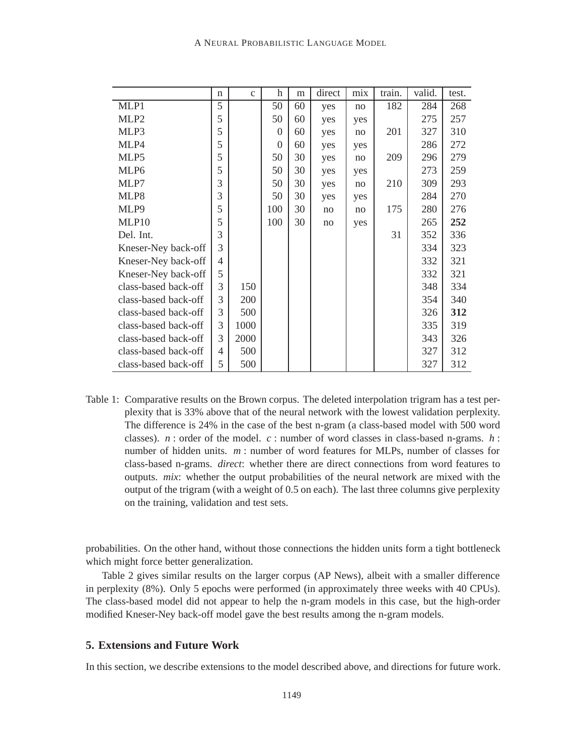| | n | c | h | m | direct | mix | train. | valid. | test. |
|---|---|---|---|---|---|---|---|---|---|
| MLP1 | 5 | | 50 | 60 | yes | no | 182 | 284 | 268 |
| MLP2 | 5 | | 50 | 60 | yes | yes | | 275 | 257 |
| MLP3 | 5 | | 0 | 60 | yes | no | 201 | 327 | 310 |
| MLP4 | 5 | | 0 | 60 | yes | yes | | 286 | 272 |
| MLP5 | 5 | | 50 | 30 | yes | no | 209 | 296 | 279 |
| MLP6 | 5 | | 50 | 30 | yes | yes | | 273 | 259 |
| MLP7 | 3 | | 50 | 30 | yes | no | 210 | 309 | 293 |
| MLP8 | 3 | | 50 | 30 | yes | yes | | 284 | 270 |
| MLP9 | 5 | | 100 | 30 | no | no | 175 | 280 | 276 |
| MLP10 | 5 | | 100 | 30 | no | yes | | 265 | **252** |
| Del. Int. | 3 | | | | | | 31 | 352 | 336 |
| Kneser-Ney back-off | 3 | | | | | | | 334 | 323 |
| Kneser-Ney back-off | 4 | | | | | | | 332 | 321 |
| Kneser-Ney back-off | 5 | | | | | | | 332 | 321 |
| class-based back-off | 3 | 150 | | | | | | 348 | 334 |
| class-based back-off | 3 | 200 | | | | | | 354 | 340 |
| class-based back-off | 3 | 500 | | | | | | 326 | **312** |
| class-based back-off | 3 | 1000 | | | | | | 335 | 319 |
| class-based back-off | 3 | 2000 | | | | | | 343 | 326 |
| class-based back-off | 4 | 500 | | | | | | 327 | 312 |
| class-based back-off | 5 | 500 | | | | | | 327 | 312 |

Table 1: Comparative results on the Brown corpus. The deleted interpolation trigram has a test perplexity that is 33% above that of the neural network with the lowest validation perplexity. The difference is 24% in the case of the best n-gram (a class-based model with 500 word classes). $n$ : order of the model. $c$ : number of word classes in class-based n-grams. $h$ : number of hidden units. $m$ : number of word features for MLPs, number of classes for class-based n-grams. *direct*: whether there are direct connections from word features to outputs. *mix*: whether the output probabilities of the neural network are mixed with the output of the trigram (with a weight of 0.5 on each). The last three columns give perplexity on the training, validation and test sets.

probabilities. On the other hand, without those connections the hidden units form a tight bottleneck which might force better generalization.

Table 2 gives similar results on the larger corpus (AP News), albeit with a smaller difference in perplexity (8%). Only 5 epochs were performed (in approximately three weeks with 40 CPUs). The class-based model did not appear to help the n-gram models in this case, but the high-order modified Kneser-Ney back-off model gave the best results among the n-gram models.

## 5. Extensions and Future Work

In this section, we describe extensions to the model described above, and directions for future work.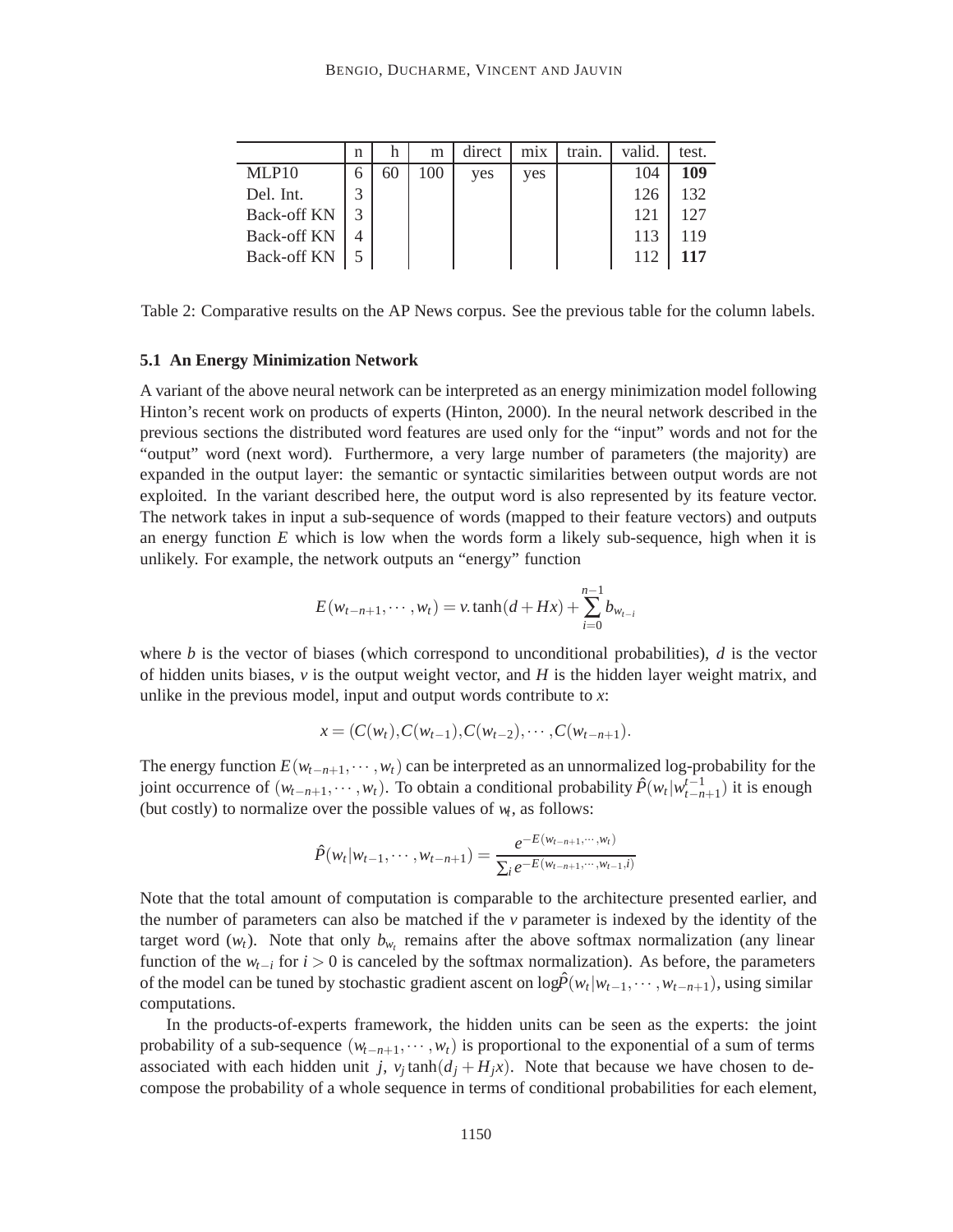|  | n | h | m | direct | mix | train. | valid. | test. |
|---|---|---|---|---|---|---|---|---|
| MLP10 | 6 | 60 | 100 | yes | yes |  | 104 | **109** |
| Del. Int. | 3 |  |  |  |  |  | 126 | 132 |
| Back-off KN | 3 |  |  |  |  |  | 121 | 127 |
| Back-off KN | 4 |  |  |  |  |  | 113 | 119 |
| Back-off KN | 5 |  |  |  |  |  | 112 | **117** |

Table 2: Comparative results on the AP News corpus. See the previous table for the column labels.

### 5.1 An Energy Minimization Network

A variant of the above neural network can be interpreted as an energy minimization model following Hinton's recent work on products of experts (Hinton, 2000). In the neural network described in the previous sections the distributed word features are used only for the "input" words and not for the "output" word (next word). Furthermore, a very large number of parameters (the majority) are expanded in the output layer: the semantic or syntactic similarities between output words are not exploited. In the variant described here, the output word is also represented by its feature vector. The network takes in input a sub-sequence of words (mapped to their feature vectors) and outputs an energy function $E$ which is low when the words form a likely sub-sequence, high when it is unlikely. For example, the network outputs an "energy" function

$$E(w_{t-n+1},\cdots,w_t) = v.\tanh(d+Hx) + \sum_{i=0}^{n-1} b_{w_{t-i}}$$

where $b$ is the vector of biases (which correspond to unconditional probabilities), $d$ is the vector of hidden units biases, $v$ is the output weight vector, and $H$ is the hidden layer weight matrix, and unlike in the previous model, input and output words contribute to $x$:

$$x = (C(w_t), C(w_{t-1}), C(w_{t-2}), \cdots, C(w_{t-n+1}).$$

The energy function $E(w_{t-n+1},\cdots,w_t)$ can be interpreted as an unnormalized log-probability for the joint occurrence of $(w_{t-n+1},\cdots,w_t)$. To obtain a conditional probability $\hat{P}(w_t|w_{t-n+1}^{t-1})$ it is enough (but costly) to normalize over the possible values of $w_t$, as follows:

$$\hat{P}(w_t|w_{t-1},\cdots,w_{t-n+1}) = \frac{e^{-E(w_{t-n+1},\cdots,w_t)}}{\sum_i e^{-E(w_{t-n+1},\cdots,w_{t-1},i)}}$$

Note that the total amount of computation is comparable to the architecture presented earlier, and the number of parameters can also be matched if the $v$ parameter is indexed by the identity of the target word ($w_t$). Note that only $b_{w_t}$ remains after the above softmax normalization (any linear function of the $w_{t-i}$ for $i > 0$ is canceled by the softmax normalization). As before, the parameters of the model can be tuned by stochastic gradient ascent on $\log\hat{P}(w_t|w_{t-1},\cdots,w_{t-n+1})$, using similar computations.

In the products-of-experts framework, the hidden units can be seen as the experts: the joint probability of a sub-sequence $(w_{t-n+1},\cdots,w_t)$ is proportional to the exponential of a sum of terms associated with each hidden unit $j$, $v_j \tanh(d_j + H_j x)$. Note that because we have chosen to decompose the probability of a whole sequence in terms of conditional probabilities for each element,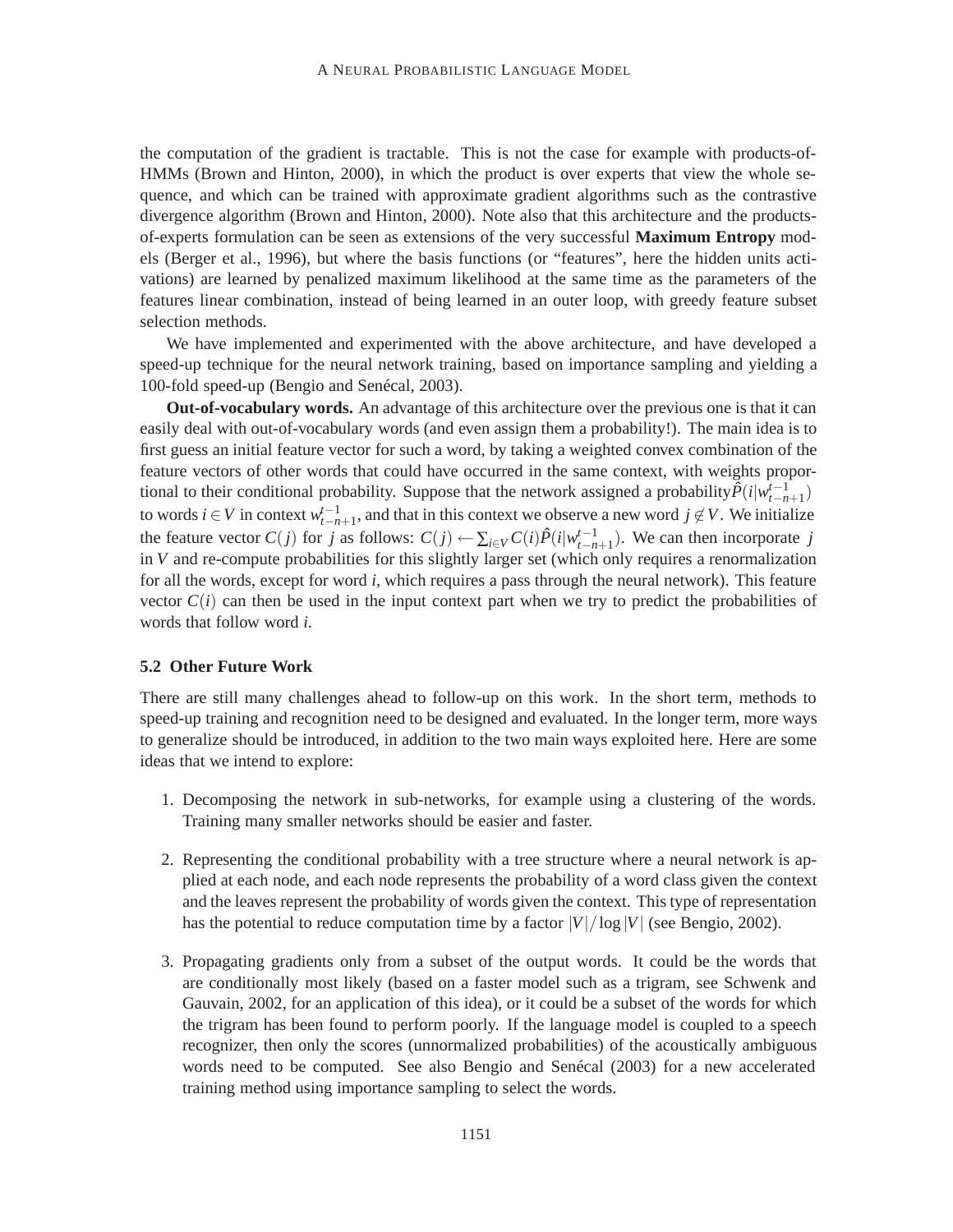the computation of the gradient is tractable. This is not the case for example with products-of-HMMs (Brown and Hinton, 2000), in which the product is over experts that view the whole sequence, and which can be trained with approximate gradient algorithms such as the contrastive divergence algorithm (Brown and Hinton, 2000). Note also that this architecture and the products-of-experts formulation can be seen as extensions of the very successful **Maximum Entropy** models (Berger et al., 1996), but where the basis functions (or "features", here the hidden units activations) are learned by penalized maximum likelihood at the same time as the parameters of the features linear combination, instead of being learned in an outer loop, with greedy feature subset selection methods.

We have implemented and experimented with the above architecture, and have developed a speed-up technique for the neural network training, based on importance sampling and yielding a 100-fold speed-up (Bengio and Senécal, 2003).

**Out-of-vocabulary words.** An advantage of this architecture over the previous one is that it can easily deal with out-of-vocabulary words (and even assign them a probability!). The main idea is to first guess an initial feature vector for such a word, by taking a weighted convex combination of the feature vectors of other words that could have occurred in the same context, with weights proportional to their conditional probability. Suppose that the network assigned a probability $\hat{P}(i|w_{t-n+1}^{t-1})$ to words $i \in V$ in context $w_{t-n+1}^{t-1}$, and that in this context we observe a new word $j \notin V$. We initialize the feature vector $C(j)$ for $j$ as follows: $C(j) \leftarrow \sum_{i \in V} C(i)\hat{P}(i|w_{t-n+1}^{t-1})$. We can then incorporate $j$ in $V$ and re-compute probabilities for this slightly larger set (which only requires a renormalization for all the words, except for word $i$, which requires a pass through the neural network). This feature vector $C(i)$ can then be used in the input context part when we try to predict the probabilities of words that follow word $i$.

### 5.2 Other Future Work

There are still many challenges ahead to follow-up on this work. In the short term, methods to speed-up training and recognition need to be designed and evaluated. In the longer term, more ways to generalize should be introduced, in addition to the two main ways exploited here. Here are some ideas that we intend to explore:

1. Decomposing the network in sub-networks, for example using a clustering of the words. Training many smaller networks should be easier and faster.

2. Representing the conditional probability with a tree structure where a neural network is applied at each node, and each node represents the probability of a word class given the context and the leaves represent the probability of words given the context. This type of representation has the potential to reduce computation time by a factor $|V|/\log|V|$ (see Bengio, 2002).

3. Propagating gradients only from a subset of the output words. It could be the words that are conditionally most likely (based on a faster model such as a trigram, see Schwenk and Gauvain, 2002, for an application of this idea), or it could be a subset of the words for which the trigram has been found to perform poorly. If the language model is coupled to a speech recognizer, then only the scores (unnormalized probabilities) of the acoustically ambiguous words need to be computed. See also Bengio and Senécal (2003) for a new accelerated training method using importance sampling to select the words.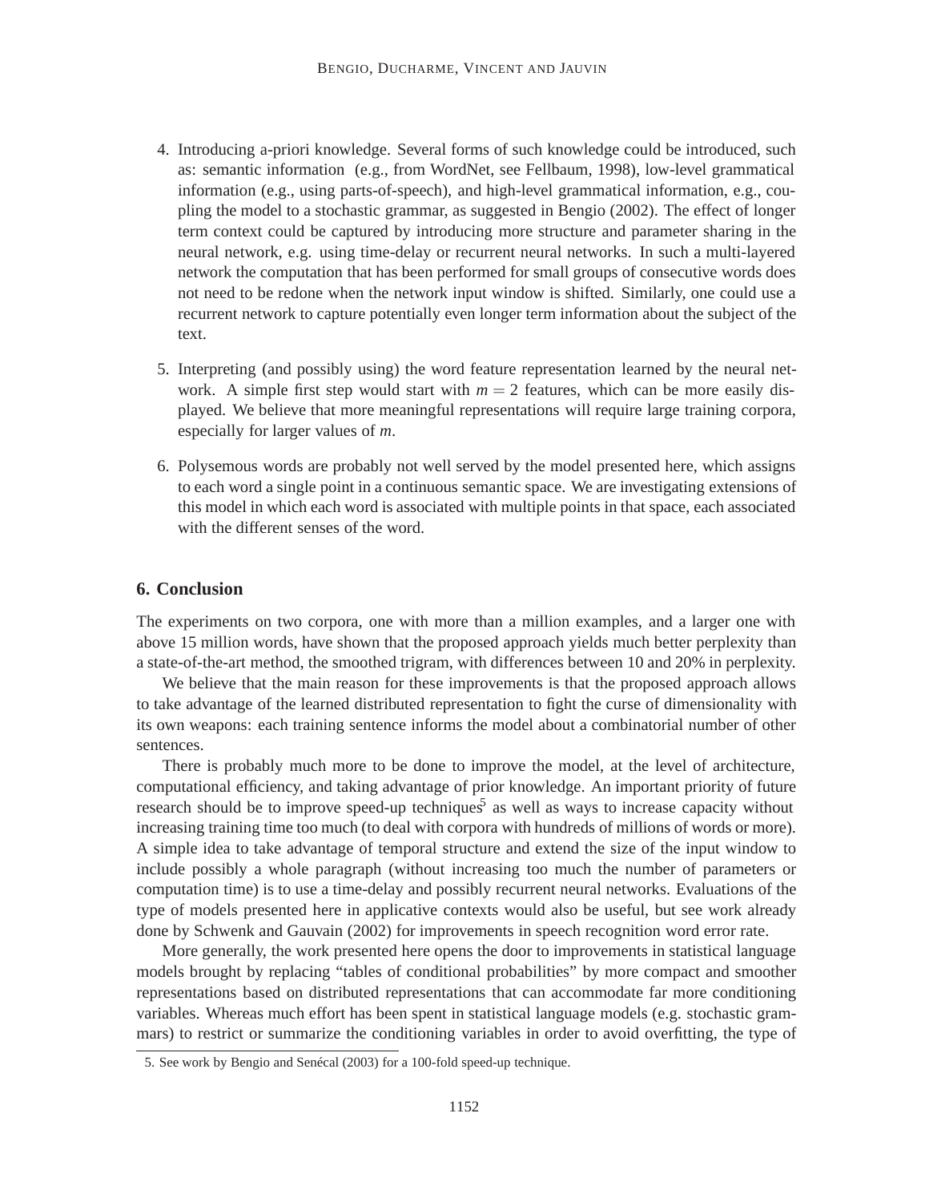4. Introducing a-priori knowledge. Several forms of such knowledge could be introduced, such as: semantic information (e.g., from WordNet, see Fellbaum, 1998), low-level grammatical information (e.g., using parts-of-speech), and high-level grammatical information, e.g., coupling the model to a stochastic grammar, as suggested in Bengio (2002). The effect of longer term context could be captured by introducing more structure and parameter sharing in the neural network, e.g. using time-delay or recurrent neural networks. In such a multi-layered network the computation that has been performed for small groups of consecutive words does not need to be redone when the network input window is shifted. Similarly, one could use a recurrent network to capture potentially even longer term information about the subject of the text.

5. Interpreting (and possibly using) the word feature representation learned by the neural network. A simple first step would start with $m = 2$ features, which can be more easily displayed. We believe that more meaningful representations will require large training corpora, especially for larger values of $m$.

6. Polysemous words are probably not well served by the model presented here, which assigns to each word a single point in a continuous semantic space. We are investigating extensions of this model in which each word is associated with multiple points in that space, each associated with the different senses of the word.

## 6. Conclusion

The experiments on two corpora, one with more than a million examples, and a larger one with above 15 million words, have shown that the proposed approach yields much better perplexity than a state-of-the-art method, the smoothed trigram, with differences between 10 and 20% in perplexity.

We believe that the main reason for these improvements is that the proposed approach allows to take advantage of the learned distributed representation to fight the curse of dimensionality with its own weapons: each training sentence informs the model about a combinatorial number of other sentences.

There is probably much more to be done to improve the model, at the level of architecture, computational efficiency, and taking advantage of prior knowledge. An important priority of future research should be to improve speed-up techniques[5] as well as ways to increase capacity without increasing training time too much (to deal with corpora with hundreds of millions of words or more). A simple idea to take advantage of temporal structure and extend the size of the input window to include possibly a whole paragraph (without increasing too much the number of parameters or computation time) is to use a time-delay and possibly recurrent neural networks. Evaluations of the type of models presented here in applicative contexts would also be useful, but see work already done by Schwenk and Gauvain (2002) for improvements in speech recognition word error rate.

More generally, the work presented here opens the door to improvements in statistical language models brought by replacing "tables of conditional probabilities" by more compact and smoother representations based on distributed representations that can accommodate far more conditioning variables. Whereas much effort has been spent in statistical language models (e.g. stochastic grammars) to restrict or summarize the conditioning variables in order to avoid overfitting, the type of

5. See work by Bengio and Senécal (2003) for a 100-fold speed-up technique.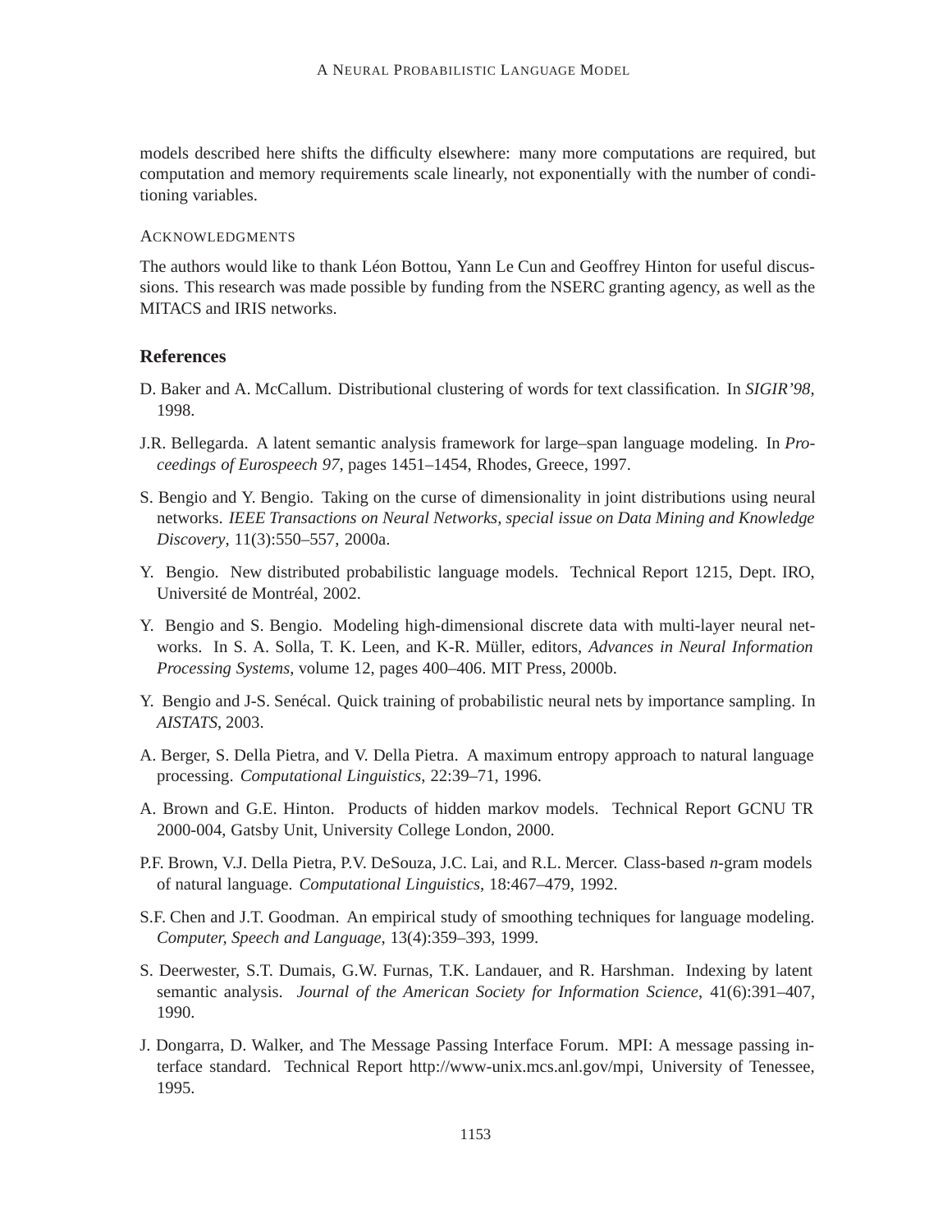models described here shifts the difficulty elsewhere: many more computations are required, but computation and memory requirements scale linearly, not exponentially with the number of conditioning variables.

#### Acknowledgments

The authors would like to thank Léon Bottou, Yann Le Cun and Geoffrey Hinton for useful discussions. This research was made possible by funding from the NSERC granting agency, as well as the MITACS and IRIS networks.

## References

D. Baker and A. McCallum. Distributional clustering of words for text classification. In *SIGIR'98*, 1998.

J.R. Bellegarda. A latent semantic analysis framework for large–span language modeling. In *Proceedings of Eurospeech 97*, pages 1451–1454, Rhodes, Greece, 1997.

S. Bengio and Y. Bengio. Taking on the curse of dimensionality in joint distributions using neural networks. *IEEE Transactions on Neural Networks, special issue on Data Mining and Knowledge Discovery*, 11(3):550–557, 2000a.

Y. Bengio. New distributed probabilistic language models. Technical Report 1215, Dept. IRO, Université de Montréal, 2002.

Y. Bengio and S. Bengio. Modeling high-dimensional discrete data with multi-layer neural networks. In S. A. Solla, T. K. Leen, and K-R. Müller, editors, *Advances in Neural Information Processing Systems*, volume 12, pages 400–406. MIT Press, 2000b.

Y. Bengio and J-S. Senécal. Quick training of probabilistic neural nets by importance sampling. In *AISTATS*, 2003.

A. Berger, S. Della Pietra, and V. Della Pietra. A maximum entropy approach to natural language processing. *Computational Linguistics*, 22:39–71, 1996.

A. Brown and G.E. Hinton. Products of hidden markov models. Technical Report GCNU TR 2000-004, Gatsby Unit, University College London, 2000.

P.F. Brown, V.J. Della Pietra, P.V. DeSouza, J.C. Lai, and R.L. Mercer. Class-based *n*-gram models of natural language. *Computational Linguistics*, 18:467–479, 1992.

S.F. Chen and J.T. Goodman. An empirical study of smoothing techniques for language modeling. *Computer, Speech and Language*, 13(4):359–393, 1999.

S. Deerwester, S.T. Dumais, G.W. Furnas, T.K. Landauer, and R. Harshman. Indexing by latent semantic analysis. *Journal of the American Society for Information Science*, 41(6):391–407, 1990.

J. Dongarra, D. Walker, and The Message Passing Interface Forum. MPI: A message passing interface standard. Technical Report http://www-unix.mcs.anl.gov/mpi, University of Tenessee, 1995.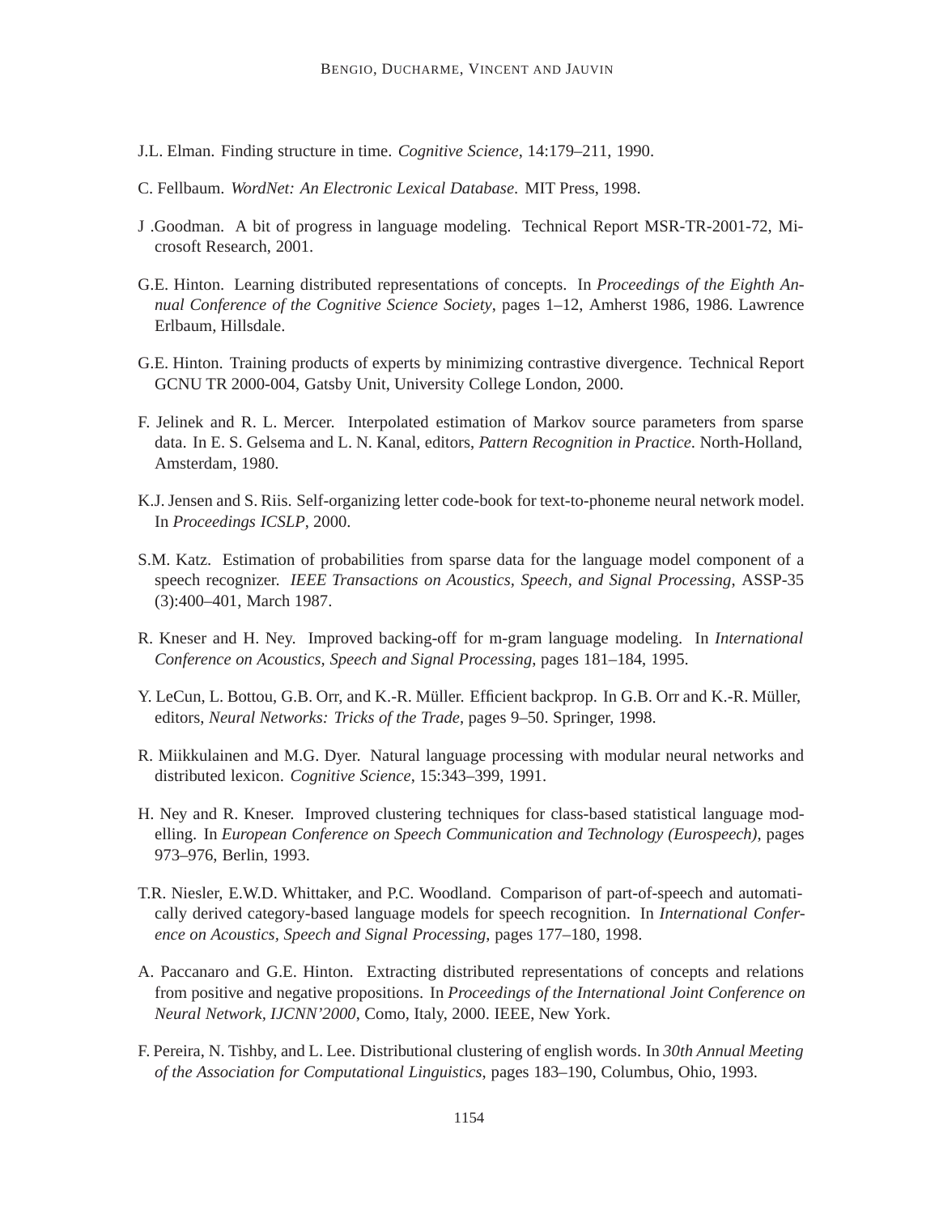J.L. Elman. Finding structure in time. *Cognitive Science*, 14:179–211, 1990.

C. Fellbaum. *WordNet: An Electronic Lexical Database*. MIT Press, 1998.

J .Goodman. A bit of progress in language modeling. Technical Report MSR-TR-2001-72, Microsoft Research, 2001.

G.E. Hinton. Learning distributed representations of concepts. In *Proceedings of the Eighth Annual Conference of the Cognitive Science Society*, pages 1–12, Amherst 1986, 1986. Lawrence Erlbaum, Hillsdale.

G.E. Hinton. Training products of experts by minimizing contrastive divergence. Technical Report GCNU TR 2000-004, Gatsby Unit, University College London, 2000.

F. Jelinek and R. L. Mercer. Interpolated estimation of Markov source parameters from sparse data. In E. S. Gelsema and L. N. Kanal, editors, *Pattern Recognition in Practice*. North-Holland, Amsterdam, 1980.

K.J. Jensen and S. Riis. Self-organizing letter code-book for text-to-phoneme neural network model. In *Proceedings ICSLP*, 2000.

S.M. Katz. Estimation of probabilities from sparse data for the language model component of a speech recognizer. *IEEE Transactions on Acoustics, Speech, and Signal Processing*, ASSP-35 (3):400–401, March 1987.

R. Kneser and H. Ney. Improved backing-off for m-gram language modeling. In *International Conference on Acoustics, Speech and Signal Processing*, pages 181–184, 1995.

Y. LeCun, L. Bottou, G.B. Orr, and K.-R. Müller. Efficient backprop. In G.B. Orr and K.-R. Müller, editors, *Neural Networks: Tricks of the Trade*, pages 9–50. Springer, 1998.

R. Miikkulainen and M.G. Dyer. Natural language processing with modular neural networks and distributed lexicon. *Cognitive Science*, 15:343–399, 1991.

H. Ney and R. Kneser. Improved clustering techniques for class-based statistical language modelling. In *European Conference on Speech Communication and Technology (Eurospeech)*, pages 973–976, Berlin, 1993.

T.R. Niesler, E.W.D. Whittaker, and P.C. Woodland. Comparison of part-of-speech and automatically derived category-based language models for speech recognition. In *International Conference on Acoustics, Speech and Signal Processing*, pages 177–180, 1998.

A. Paccanaro and G.E. Hinton. Extracting distributed representations of concepts and relations from positive and negative propositions. In *Proceedings of the International Joint Conference on Neural Network, IJCNN'2000*, Como, Italy, 2000. IEEE, New York.

F. Pereira, N. Tishby, and L. Lee. Distributional clustering of english words. In *30th Annual Meeting of the Association for Computational Linguistics*, pages 183–190, Columbus, Ohio, 1993.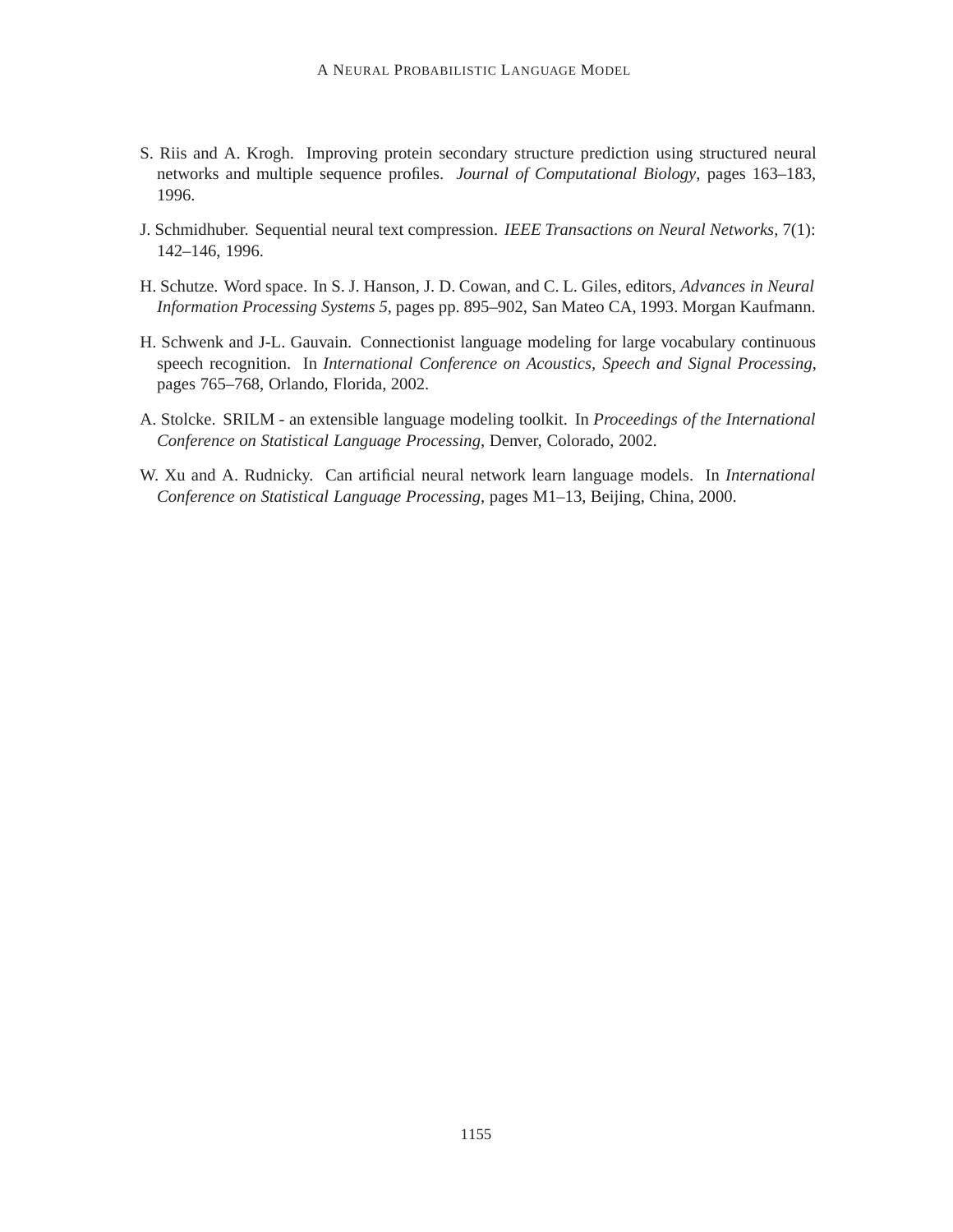S. Riis and A. Krogh. Improving protein secondary structure prediction using structured neural networks and multiple sequence profiles. *Journal of Computational Biology*, pages 163–183, 1996.

J. Schmidhuber. Sequential neural text compression. *IEEE Transactions on Neural Networks*, 7(1): 142–146, 1996.

H. Schutze. Word space. In S. J. Hanson, J. D. Cowan, and C. L. Giles, editors, *Advances in Neural Information Processing Systems 5*, pages pp. 895–902, San Mateo CA, 1993. Morgan Kaufmann.

H. Schwenk and J-L. Gauvain. Connectionist language modeling for large vocabulary continuous speech recognition. In *International Conference on Acoustics, Speech and Signal Processing*, pages 765–768, Orlando, Florida, 2002.

A. Stolcke. SRILM - an extensible language modeling toolkit. In *Proceedings of the International Conference on Statistical Language Processing*, Denver, Colorado, 2002.

W. Xu and A. Rudnicky. Can artificial neural network learn language models. In *International Conference on Statistical Language Processing*, pages M1–13, Beijing, China, 2000.